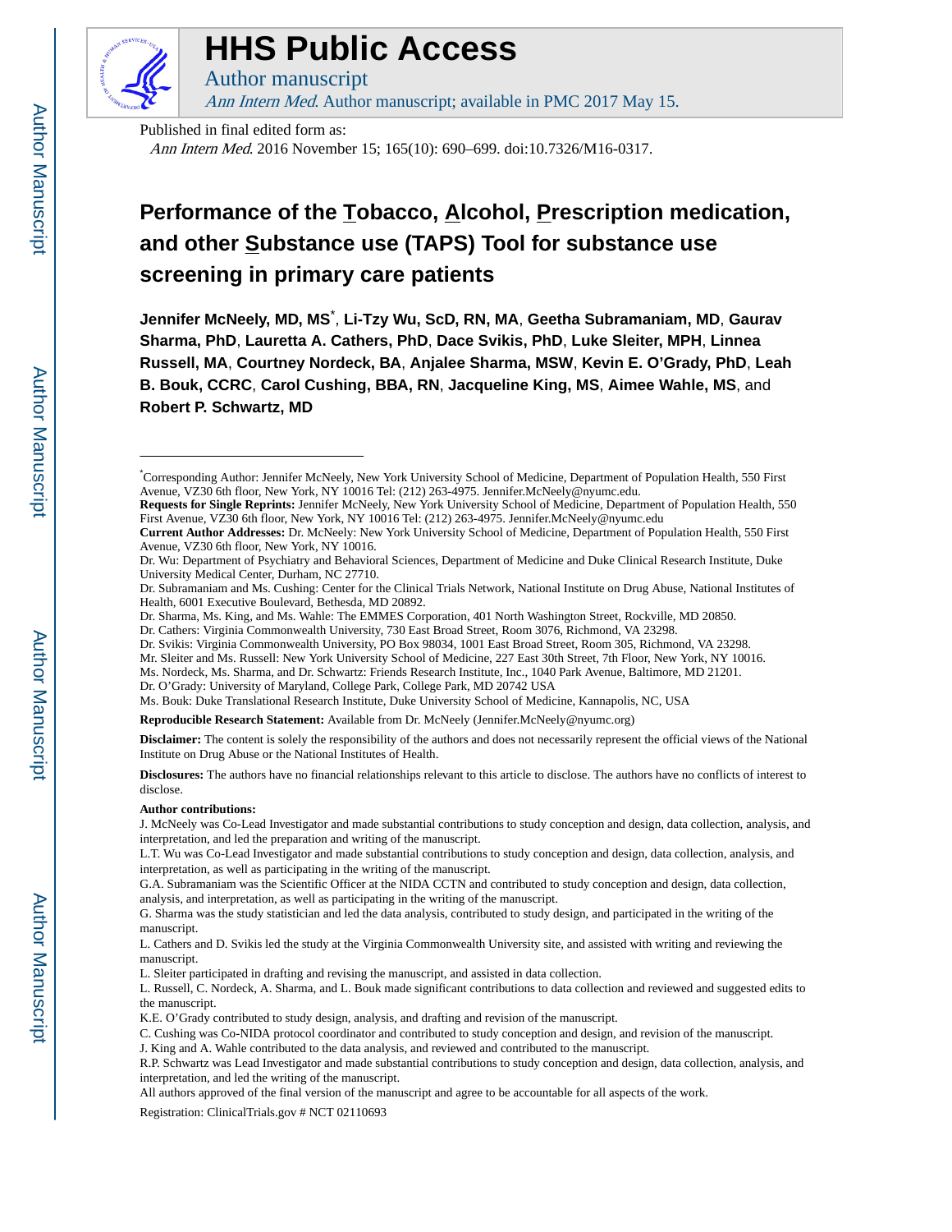# HHS Public Access

Author manuscript

*Ann Intern Med*. Author manuscript; available in PMC 2017 May 15.

Published in final edited form as:

*Ann Intern Med*. 2016 November 15; 165(10): 690–699. doi:10.7326/M16-0317.

# Performance of the Tobacco, Alcohol, Prescription medication, and other Substance use (TAPS) Tool for substance use screening in primary care patients

**Jennifer McNeely, MD, MS**[*], **Li-Tzy Wu, ScD, RN, MA**, **Geetha Subramaniam, MD**, **Gaurav Sharma, PhD**, **Lauretta A. Cathers, PhD**, **Dace Svikis, PhD**, **Luke Sleiter, MPH**, **Linnea Russell, MA**, **Courtney Nordeck, BA**, **Anjalee Sharma, MSW**, **Kevin E. O'Grady, PhD**, **Leah B. Bouk, CCRC**, **Carol Cushing, BBA, RN**, **Jacqueline King, MS**, **Aimee Wahle, MS**, and **Robert P. Schwartz, MD**

[*]Corresponding Author: Jennifer McNeely, New York University School of Medicine, Department of Population Health, 550 First Avenue, VZ30 6th floor, New York, NY 10016 Tel: (212) 263-4975. Jennifer.McNeely@nyumc.edu.

**Requests for Single Reprints:** Jennifer McNeely, New York University School of Medicine, Department of Population Health, 550 First Avenue, VZ30 6th floor, New York, NY 10016 Tel: (212) 263-4975. Jennifer.McNeely@nyumc.edu

**Current Author Addresses:** Dr. McNeely: New York University School of Medicine, Department of Population Health, 550 First Avenue, VZ30 6th floor, New York, NY 10016.

Dr. Wu: Department of Psychiatry and Behavioral Sciences, Department of Medicine and Duke Clinical Research Institute, Duke University Medical Center, Durham, NC 27710.

Dr. Subramaniam and Ms. Cushing: Center for the Clinical Trials Network, National Institute on Drug Abuse, National Institutes of Health, 6001 Executive Boulevard, Bethesda, MD 20892.

Dr. Sharma, Ms. King, and Ms. Wahle: The EMMES Corporation, 401 North Washington Street, Rockville, MD 20850.

Dr. Cathers: Virginia Commonwealth University, 730 East Broad Street, Room 3076, Richmond, VA 23298.

Dr. Svikis: Virginia Commonwealth University, PO Box 98034, 1001 East Broad Street, Room 305, Richmond, VA 23298.

Mr. Sleiter and Ms. Russell: New York University School of Medicine, 227 East 30th Street, 7th Floor, New York, NY 10016.

Ms. Nordeck, Ms. Sharma, and Dr. Schwartz: Friends Research Institute, Inc., 1040 Park Avenue, Baltimore, MD 21201.

Dr. O'Grady: University of Maryland, College Park, College Park, MD 20742 USA

Ms. Bouk: Duke Translational Research Institute, Duke University School of Medicine, Kannapolis, NC, USA

**Reproducible Research Statement:** Available from Dr. McNeely (Jennifer.McNeely@nyumc.org)

**Disclaimer:** The content is solely the responsibility of the authors and does not necessarily represent the official views of the National Institute on Drug Abuse or the National Institutes of Health.

**Disclosures:** The authors have no financial relationships relevant to this article to disclose. The authors have no conflicts of interest to disclose.

**Author contributions:**

J. McNeely was Co-Lead Investigator and made substantial contributions to study conception and design, data collection, analysis, and interpretation, and led the preparation and writing of the manuscript.

L.T. Wu was Co-Lead Investigator and made substantial contributions to study conception and design, data collection, analysis, and interpretation, as well as participating in the writing of the manuscript.

G.A. Subramaniam was the Scientific Officer at the NIDA CCTN and contributed to study conception and design, data collection, analysis, and interpretation, as well as participating in the writing of the manuscript.

G. Sharma was the study statistician and led the data analysis, contributed to study design, and participated in the writing of the manuscript.

L. Cathers and D. Svikis led the study at the Virginia Commonwealth University site, and assisted with writing and reviewing the manuscript.

L. Sleiter participated in drafting and revising the manuscript, and assisted in data collection.

L. Russell, C. Nordeck, A. Sharma, and L. Bouk made significant contributions to data collection and reviewed and suggested edits to the manuscript.

K.E. O'Grady contributed to study design, analysis, and drafting and revision of the manuscript.

C. Cushing was Co-NIDA protocol coordinator and contributed to study conception and design, and revision of the manuscript.

J. King and A. Wahle contributed to the data analysis, and reviewed and contributed to the manuscript.

R.P. Schwartz was Lead Investigator and made substantial contributions to study conception and design, data collection, analysis, and interpretation, and led the writing of the manuscript.

All authors approved of the final version of the manuscript and agree to be accountable for all aspects of the work.

Registration: ClinicalTrials.gov # NCT 02110693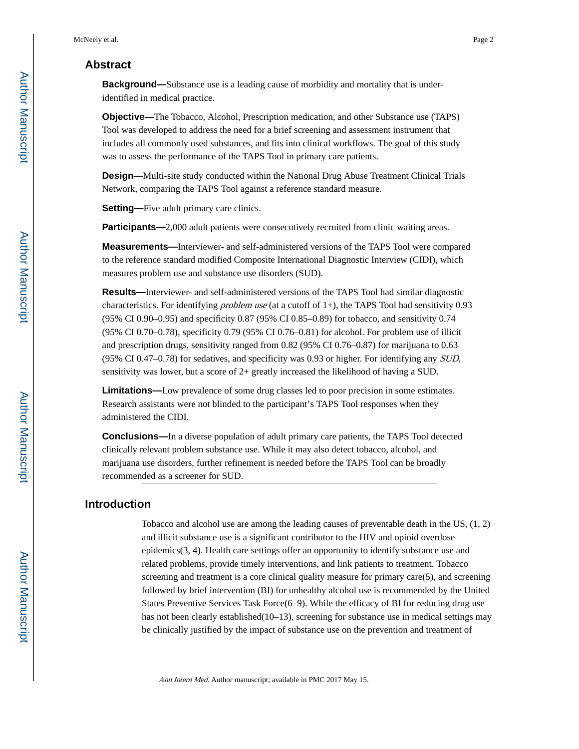## Abstract

**Background—**Substance use is a leading cause of morbidity and mortality that is under-identified in medical practice.

**Objective—**The Tobacco, Alcohol, Prescription medication, and other Substance use (TAPS) Tool was developed to address the need for a brief screening and assessment instrument that includes all commonly used substances, and fits into clinical workflows. The goal of this study was to assess the performance of the TAPS Tool in primary care patients.

**Design—**Multi-site study conducted within the National Drug Abuse Treatment Clinical Trials Network, comparing the TAPS Tool against a reference standard measure.

**Setting—**Five adult primary care clinics.

**Participants—**2,000 adult patients were consecutively recruited from clinic waiting areas.

**Measurements—**Interviewer- and self-administered versions of the TAPS Tool were compared to the reference standard modified Composite International Diagnostic Interview (CIDI), which measures problem use and substance use disorders (SUD).

**Results—**Interviewer- and self-administered versions of the TAPS Tool had similar diagnostic characteristics. For identifying *problem use* (at a cutoff of 1+), the TAPS Tool had sensitivity 0.93 (95% CI 0.90–0.95) and specificity 0.87 (95% CI 0.85–0.89) for tobacco, and sensitivity 0.74 (95% CI 0.70–0.78), specificity 0.79 (95% CI 0.76–0.81) for alcohol. For problem use of illicit and prescription drugs, sensitivity ranged from 0.82 (95% CI 0.76–0.87) for marijuana to 0.63 (95% CI 0.47–0.78) for sedatives, and specificity was 0.93 or higher. For identifying any *SUD*, sensitivity was lower, but a score of 2+ greatly increased the likelihood of having a SUD.

**Limitations—**Low prevalence of some drug classes led to poor precision in some estimates. Research assistants were not blinded to the participant's TAPS Tool responses when they administered the CIDI.

**Conclusions—**In a diverse population of adult primary care patients, the TAPS Tool detected clinically relevant problem substance use. While it may also detect tobacco, alcohol, and marijuana use disorders, further refinement is needed before the TAPS Tool can be broadly recommended as a screener for SUD.

## Introduction

Tobacco and alcohol use are among the leading causes of preventable death in the US, (1, 2) and illicit substance use is a significant contributor to the HIV and opioid overdose epidemics(3, 4). Health care settings offer an opportunity to identify substance use and related problems, provide timely interventions, and link patients to treatment. Tobacco screening and treatment is a core clinical quality measure for primary care(5), and screening followed by brief intervention (BI) for unhealthy alcohol use is recommended by the United States Preventive Services Task Force(6–9). While the efficacy of BI for reducing drug use has not been clearly established(10–13), screening for substance use in medical settings may be clinically justified by the impact of substance use on the prevention and treatment of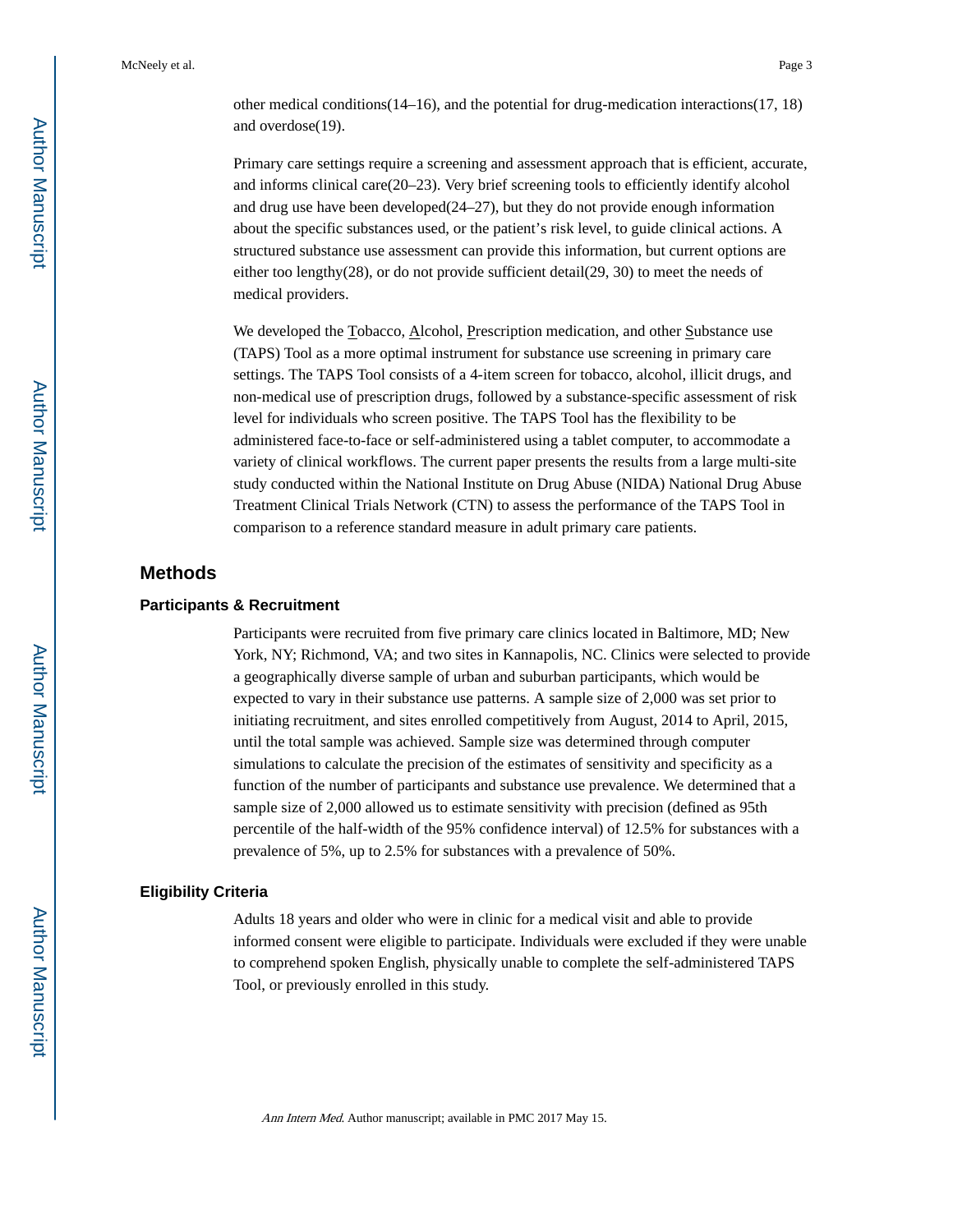other medical conditions(14–16), and the potential for drug-medication interactions(17, 18) and overdose(19).

Primary care settings require a screening and assessment approach that is efficient, accurate, and informs clinical care(20–23). Very brief screening tools to efficiently identify alcohol and drug use have been developed(24–27), but they do not provide enough information about the specific substances used, or the patient's risk level, to guide clinical actions. A structured substance use assessment can provide this information, but current options are either too lengthy(28), or do not provide sufficient detail(29, 30) to meet the needs of medical providers.

We developed the Tobacco, Alcohol, Prescription medication, and other Substance use (TAPS) Tool as a more optimal instrument for substance use screening in primary care settings. The TAPS Tool consists of a 4-item screen for tobacco, alcohol, illicit drugs, and non-medical use of prescription drugs, followed by a substance-specific assessment of risk level for individuals who screen positive. The TAPS Tool has the flexibility to be administered face-to-face or self-administered using a tablet computer, to accommodate a variety of clinical workflows. The current paper presents the results from a large multi-site study conducted within the National Institute on Drug Abuse (NIDA) National Drug Abuse Treatment Clinical Trials Network (CTN) to assess the performance of the TAPS Tool in comparison to a reference standard measure in adult primary care patients.

## Methods

### Participants & Recruitment

Participants were recruited from five primary care clinics located in Baltimore, MD; New York, NY; Richmond, VA; and two sites in Kannapolis, NC. Clinics were selected to provide a geographically diverse sample of urban and suburban participants, which would be expected to vary in their substance use patterns. A sample size of 2,000 was set prior to initiating recruitment, and sites enrolled competitively from August, 2014 to April, 2015, until the total sample was achieved. Sample size was determined through computer simulations to calculate the precision of the estimates of sensitivity and specificity as a function of the number of participants and substance use prevalence. We determined that a sample size of 2,000 allowed us to estimate sensitivity with precision (defined as 95th percentile of the half-width of the 95% confidence interval) of 12.5% for substances with a prevalence of 5%, up to 2.5% for substances with a prevalence of 50%.

### Eligibility Criteria

Adults 18 years and older who were in clinic for a medical visit and able to provide informed consent were eligible to participate. Individuals were excluded if they were unable to comprehend spoken English, physically unable to complete the self-administered TAPS Tool, or previously enrolled in this study.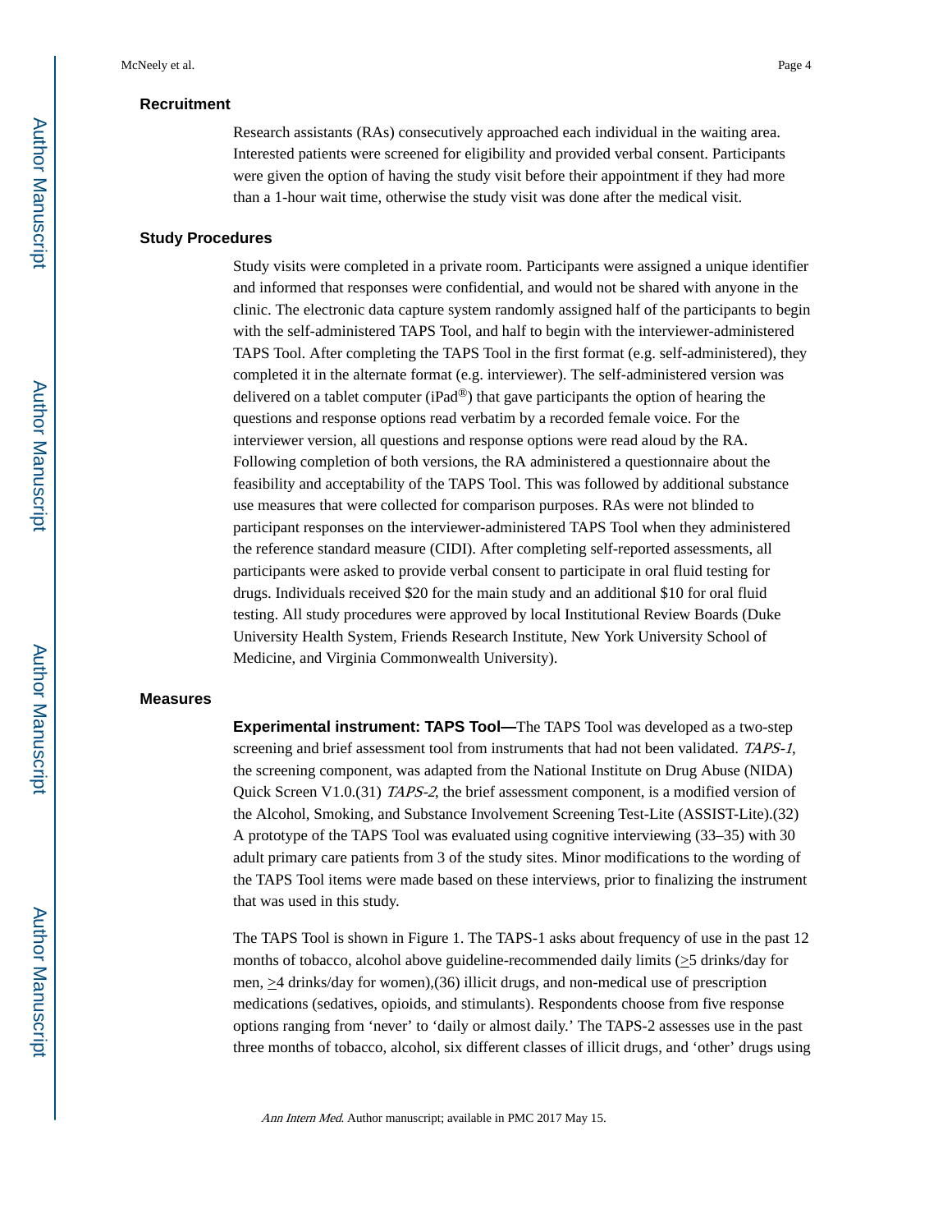### Recruitment

Research assistants (RAs) consecutively approached each individual in the waiting area. Interested patients were screened for eligibility and provided verbal consent. Participants were given the option of having the study visit before their appointment if they had more than a 1-hour wait time, otherwise the study visit was done after the medical visit.

### Study Procedures

Study visits were completed in a private room. Participants were assigned a unique identifier and informed that responses were confidential, and would not be shared with anyone in the clinic. The electronic data capture system randomly assigned half of the participants to begin with the self-administered TAPS Tool, and half to begin with the interviewer-administered TAPS Tool. After completing the TAPS Tool in the first format (e.g. self-administered), they completed it in the alternate format (e.g. interviewer). The self-administered version was delivered on a tablet computer (iPad®) that gave participants the option of hearing the questions and response options read verbatim by a recorded female voice. For the interviewer version, all questions and response options were read aloud by the RA. Following completion of both versions, the RA administered a questionnaire about the feasibility and acceptability of the TAPS Tool. This was followed by additional substance use measures that were collected for comparison purposes. RAs were not blinded to participant responses on the interviewer-administered TAPS Tool when they administered the reference standard measure (CIDI). After completing self-reported assessments, all participants were asked to provide verbal consent to participate in oral fluid testing for drugs. Individuals received $20 for the main study and an additional $10 for oral fluid testing. All study procedures were approved by local Institutional Review Boards (Duke University Health System, Friends Research Institute, New York University School of Medicine, and Virginia Commonwealth University).

### Measures

**Experimental instrument: TAPS Tool—**The TAPS Tool was developed as a two-step screening and brief assessment tool from instruments that had not been validated. *TAPS-1*, the screening component, was adapted from the National Institute on Drug Abuse (NIDA) Quick Screen V1.0.(31) *TAPS-2*, the brief assessment component, is a modified version of the Alcohol, Smoking, and Substance Involvement Screening Test-Lite (ASSIST-Lite).(32) A prototype of the TAPS Tool was evaluated using cognitive interviewing (33–35) with 30 adult primary care patients from 3 of the study sites. Minor modifications to the wording of the TAPS Tool items were made based on these interviews, prior to finalizing the instrument that was used in this study.

The TAPS Tool is shown in Figure 1. The TAPS-1 asks about frequency of use in the past 12 months of tobacco, alcohol above guideline-recommended daily limits (≥5 drinks/day for men, ≥4 drinks/day for women),(36) illicit drugs, and non-medical use of prescription medications (sedatives, opioids, and stimulants). Respondents choose from five response options ranging from 'never' to 'daily or almost daily.' The TAPS-2 assesses use in the past three months of tobacco, alcohol, six different classes of illicit drugs, and 'other' drugs using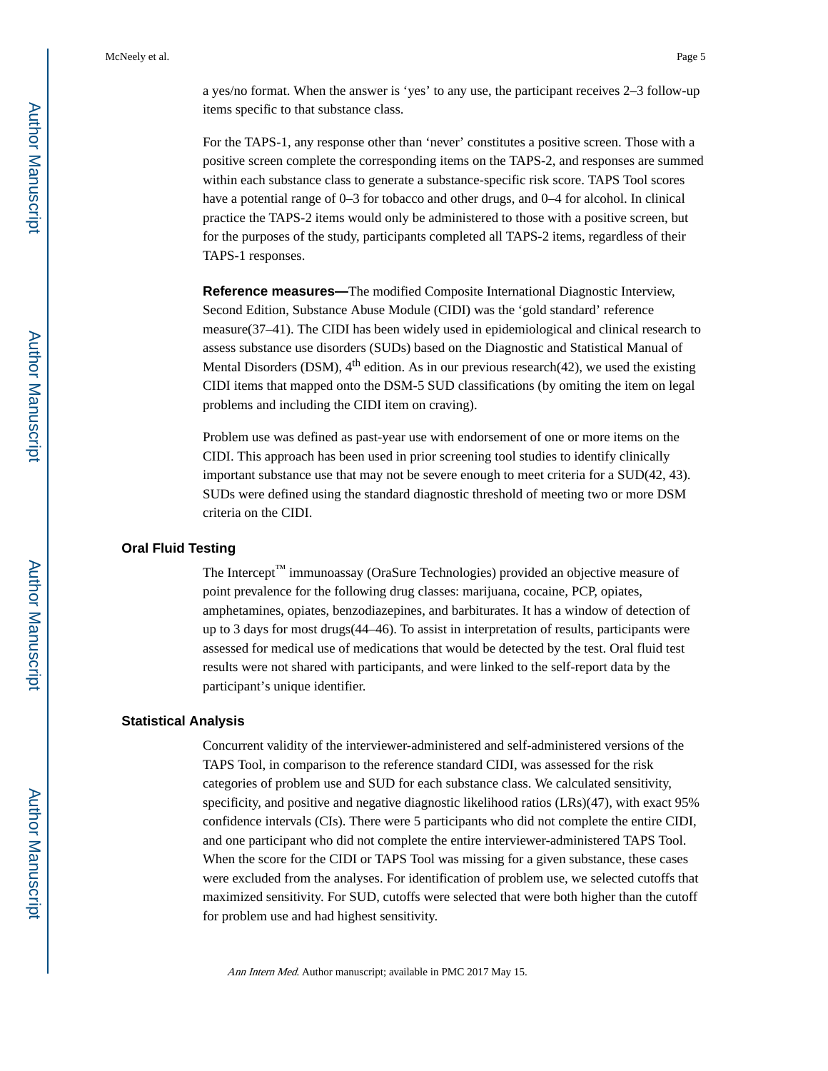a yes/no format. When the answer is 'yes' to any use, the participant receives 2–3 follow-up items specific to that substance class.

For the TAPS-1, any response other than 'never' constitutes a positive screen. Those with a positive screen complete the corresponding items on the TAPS-2, and responses are summed within each substance class to generate a substance-specific risk score. TAPS Tool scores have a potential range of 0–3 for tobacco and other drugs, and 0–4 for alcohol. In clinical practice the TAPS-2 items would only be administered to those with a positive screen, but for the purposes of the study, participants completed all TAPS-2 items, regardless of their TAPS-1 responses.

**Reference measures—**The modified Composite International Diagnostic Interview, Second Edition, Substance Abuse Module (CIDI) was the 'gold standard' reference measure(37–41). The CIDI has been widely used in epidemiological and clinical research to assess substance use disorders (SUDs) based on the Diagnostic and Statistical Manual of Mental Disorders (DSM), 4th edition. As in our previous research(42), we used the existing CIDI items that mapped onto the DSM-5 SUD classifications (by omiting the item on legal problems and including the CIDI item on craving).

Problem use was defined as past-year use with endorsement of one or more items on the CIDI. This approach has been used in prior screening tool studies to identify clinically important substance use that may not be severe enough to meet criteria for a SUD(42, 43). SUDs were defined using the standard diagnostic threshold of meeting two or more DSM criteria on the CIDI.

## Oral Fluid Testing

The Intercept™ immunoassay (OraSure Technologies) provided an objective measure of point prevalence for the following drug classes: marijuana, cocaine, PCP, opiates, amphetamines, opiates, benzodiazepines, and barbiturates. It has a window of detection of up to 3 days for most drugs(44–46). To assist in interpretation of results, participants were assessed for medical use of medications that would be detected by the test. Oral fluid test results were not shared with participants, and were linked to the self-report data by the participant's unique identifier.

## Statistical Analysis

Concurrent validity of the interviewer-administered and self-administered versions of the TAPS Tool, in comparison to the reference standard CIDI, was assessed for the risk categories of problem use and SUD for each substance class. We calculated sensitivity, specificity, and positive and negative diagnostic likelihood ratios (LRs)(47), with exact 95% confidence intervals (CIs). There were 5 participants who did not complete the entire CIDI, and one participant who did not complete the entire interviewer-administered TAPS Tool. When the score for the CIDI or TAPS Tool was missing for a given substance, these cases were excluded from the analyses. For identification of problem use, we selected cutoffs that maximized sensitivity. For SUD, cutoffs were selected that were both higher than the cutoff for problem use and had highest sensitivity.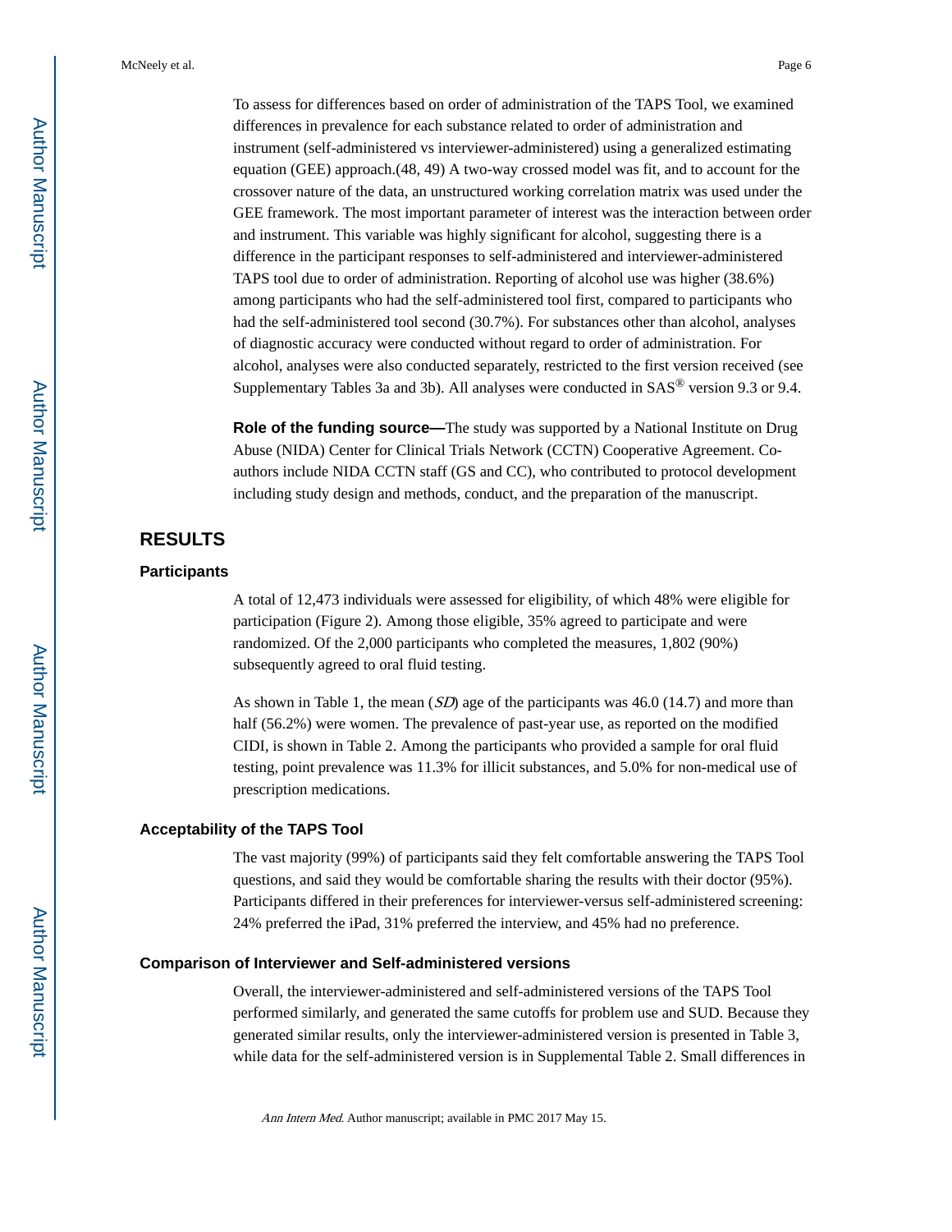To assess for differences based on order of administration of the TAPS Tool, we examined differences in prevalence for each substance related to order of administration and instrument (self-administered vs interviewer-administered) using a generalized estimating equation (GEE) approach.(48, 49) A two-way crossed model was fit, and to account for the crossover nature of the data, an unstructured working correlation matrix was used under the GEE framework. The most important parameter of interest was the interaction between order and instrument. This variable was highly significant for alcohol, suggesting there is a difference in the participant responses to self-administered and interviewer-administered TAPS tool due to order of administration. Reporting of alcohol use was higher (38.6%) among participants who had the self-administered tool first, compared to participants who had the self-administered tool second (30.7%). For substances other than alcohol, analyses of diagnostic accuracy were conducted without regard to order of administration. For alcohol, analyses were also conducted separately, restricted to the first version received (see Supplementary Tables 3a and 3b). All analyses were conducted in SAS® version 9.3 or 9.4.

**Role of the funding source—**The study was supported by a National Institute on Drug Abuse (NIDA) Center for Clinical Trials Network (CCTN) Cooperative Agreement. Co-authors include NIDA CCTN staff (GS and CC), who contributed to protocol development including study design and methods, conduct, and the preparation of the manuscript.

## RESULTS

### Participants

A total of 12,473 individuals were assessed for eligibility, of which 48% were eligible for participation (Figure 2). Among those eligible, 35% agreed to participate and were randomized. Of the 2,000 participants who completed the measures, 1,802 (90%) subsequently agreed to oral fluid testing.

As shown in Table 1, the mean (*SD*) age of the participants was 46.0 (14.7) and more than half (56.2%) were women. The prevalence of past-year use, as reported on the modified CIDI, is shown in Table 2. Among the participants who provided a sample for oral fluid testing, point prevalence was 11.3% for illicit substances, and 5.0% for non-medical use of prescription medications.

### Acceptability of the TAPS Tool

The vast majority (99%) of participants said they felt comfortable answering the TAPS Tool questions, and said they would be comfortable sharing the results with their doctor (95%). Participants differed in their preferences for interviewer-versus self-administered screening: 24% preferred the iPad, 31% preferred the interview, and 45% had no preference.

### Comparison of Interviewer and Self-administered versions

Overall, the interviewer-administered and self-administered versions of the TAPS Tool performed similarly, and generated the same cutoffs for problem use and SUD. Because they generated similar results, only the interviewer-administered version is presented in Table 3, while data for the self-administered version is in Supplemental Table 2. Small differences in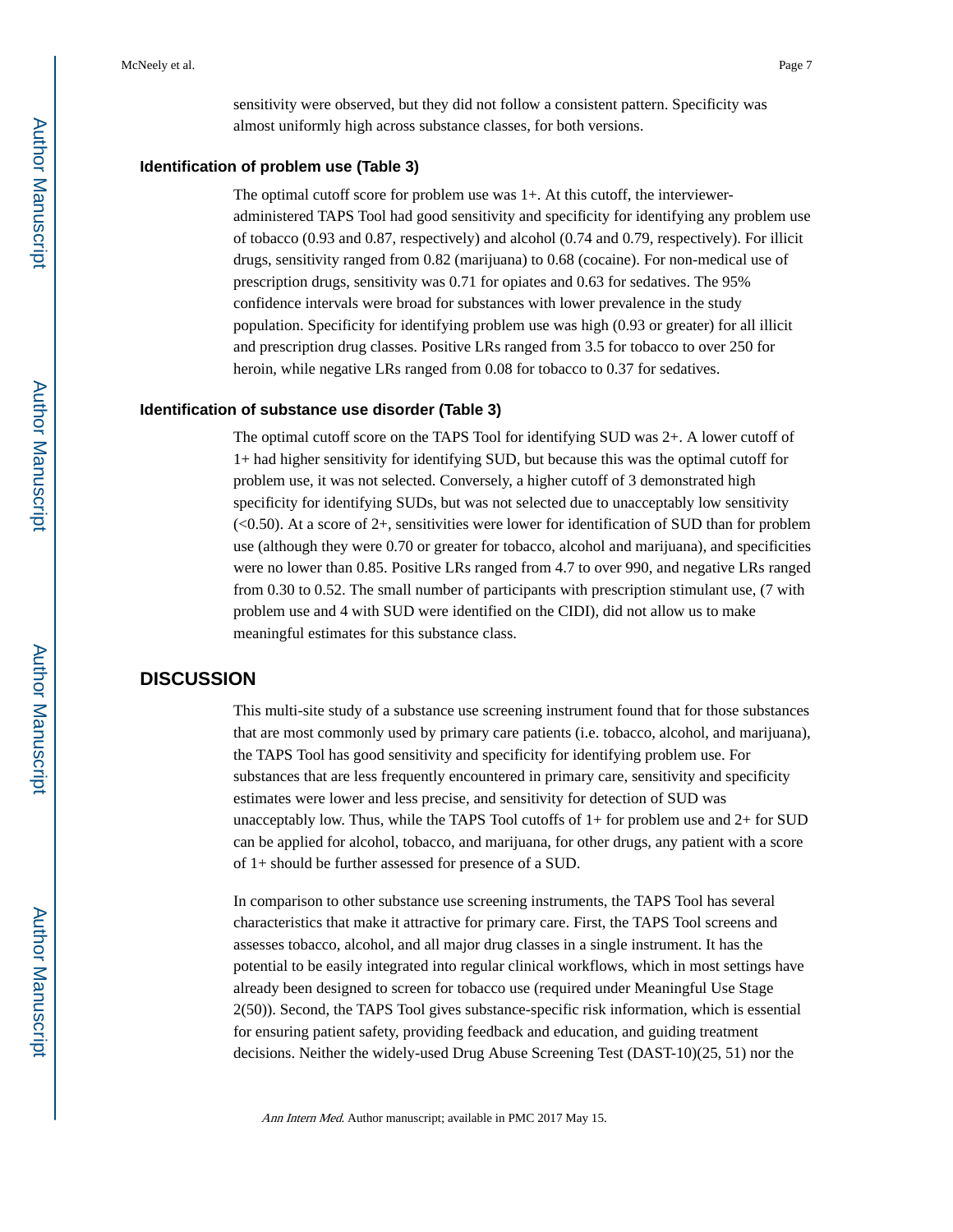sensitivity were observed, but they did not follow a consistent pattern. Specificity was almost uniformly high across substance classes, for both versions.

### Identification of problem use (Table 3)

The optimal cutoff score for problem use was 1+. At this cutoff, the interviewer-administered TAPS Tool had good sensitivity and specificity for identifying any problem use of tobacco (0.93 and 0.87, respectively) and alcohol (0.74 and 0.79, respectively). For illicit drugs, sensitivity ranged from 0.82 (marijuana) to 0.68 (cocaine). For non-medical use of prescription drugs, sensitivity was 0.71 for opiates and 0.63 for sedatives. The 95% confidence intervals were broad for substances with lower prevalence in the study population. Specificity for identifying problem use was high (0.93 or greater) for all illicit and prescription drug classes. Positive LRs ranged from 3.5 for tobacco to over 250 for heroin, while negative LRs ranged from 0.08 for tobacco to 0.37 for sedatives.

### Identification of substance use disorder (Table 3)

The optimal cutoff score on the TAPS Tool for identifying SUD was 2+. A lower cutoff of 1+ had higher sensitivity for identifying SUD, but because this was the optimal cutoff for problem use, it was not selected. Conversely, a higher cutoff of 3 demonstrated high specificity for identifying SUDs, but was not selected due to unacceptably low sensitivity (<0.50). At a score of 2+, sensitivities were lower for identification of SUD than for problem use (although they were 0.70 or greater for tobacco, alcohol and marijuana), and specificities were no lower than 0.85. Positive LRs ranged from 4.7 to over 990, and negative LRs ranged from 0.30 to 0.52. The small number of participants with prescription stimulant use, (7 with problem use and 4 with SUD were identified on the CIDI), did not allow us to make meaningful estimates for this substance class.

## DISCUSSION

This multi-site study of a substance use screening instrument found that for those substances that are most commonly used by primary care patients (i.e. tobacco, alcohol, and marijuana), the TAPS Tool has good sensitivity and specificity for identifying problem use. For substances that are less frequently encountered in primary care, sensitivity and specificity estimates were lower and less precise, and sensitivity for detection of SUD was unacceptably low. Thus, while the TAPS Tool cutoffs of 1+ for problem use and 2+ for SUD can be applied for alcohol, tobacco, and marijuana, for other drugs, any patient with a score of 1+ should be further assessed for presence of a SUD.

In comparison to other substance use screening instruments, the TAPS Tool has several characteristics that make it attractive for primary care. First, the TAPS Tool screens and assesses tobacco, alcohol, and all major drug classes in a single instrument. It has the potential to be easily integrated into regular clinical workflows, which in most settings have already been designed to screen for tobacco use (required under Meaningful Use Stage 2(50)). Second, the TAPS Tool gives substance-specific risk information, which is essential for ensuring patient safety, providing feedback and education, and guiding treatment decisions. Neither the widely-used Drug Abuse Screening Test (DAST-10)(25, 51) nor the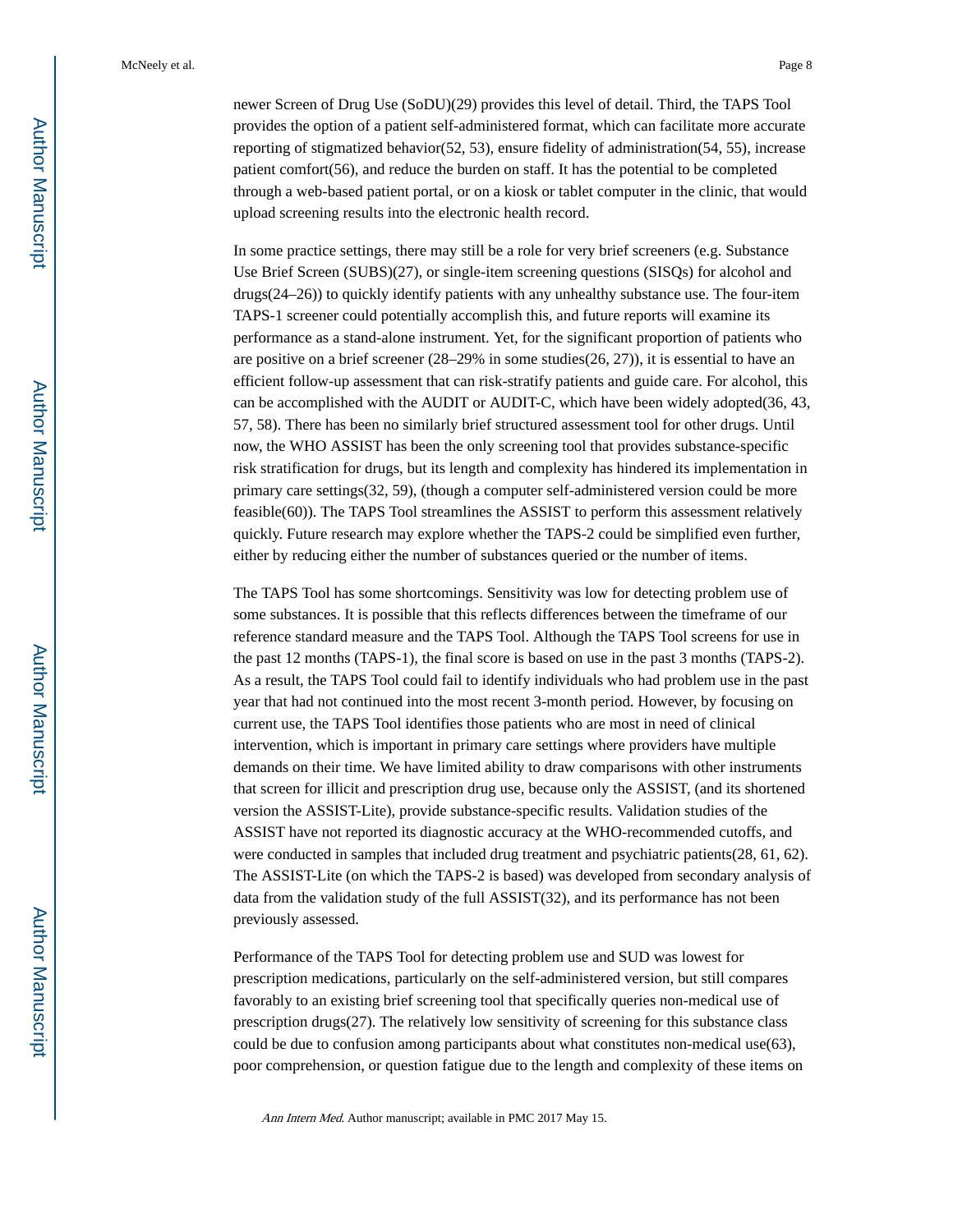newer Screen of Drug Use (SoDU)(29) provides this level of detail. Third, the TAPS Tool provides the option of a patient self-administered format, which can facilitate more accurate reporting of stigmatized behavior(52, 53), ensure fidelity of administration(54, 55), increase patient comfort(56), and reduce the burden on staff. It has the potential to be completed through a web-based patient portal, or on a kiosk or tablet computer in the clinic, that would upload screening results into the electronic health record.

In some practice settings, there may still be a role for very brief screeners (e.g. Substance Use Brief Screen (SUBS)(27), or single-item screening questions (SISQs) for alcohol and drugs(24–26)) to quickly identify patients with any unhealthy substance use. The four-item TAPS-1 screener could potentially accomplish this, and future reports will examine its performance as a stand-alone instrument. Yet, for the significant proportion of patients who are positive on a brief screener (28–29% in some studies(26, 27)), it is essential to have an efficient follow-up assessment that can risk-stratify patients and guide care. For alcohol, this can be accomplished with the AUDIT or AUDIT-C, which have been widely adopted(36, 43, 57, 58). There has been no similarly brief structured assessment tool for other drugs. Until now, the WHO ASSIST has been the only screening tool that provides substance-specific risk stratification for drugs, but its length and complexity has hindered its implementation in primary care settings(32, 59), (though a computer self-administered version could be more feasible(60)). The TAPS Tool streamlines the ASSIST to perform this assessment relatively quickly. Future research may explore whether the TAPS-2 could be simplified even further, either by reducing either the number of substances queried or the number of items.

The TAPS Tool has some shortcomings. Sensitivity was low for detecting problem use of some substances. It is possible that this reflects differences between the timeframe of our reference standard measure and the TAPS Tool. Although the TAPS Tool screens for use in the past 12 months (TAPS-1), the final score is based on use in the past 3 months (TAPS-2). As a result, the TAPS Tool could fail to identify individuals who had problem use in the past year that had not continued into the most recent 3-month period. However, by focusing on current use, the TAPS Tool identifies those patients who are most in need of clinical intervention, which is important in primary care settings where providers have multiple demands on their time. We have limited ability to draw comparisons with other instruments that screen for illicit and prescription drug use, because only the ASSIST, (and its shortened version the ASSIST-Lite), provide substance-specific results. Validation studies of the ASSIST have not reported its diagnostic accuracy at the WHO-recommended cutoffs, and were conducted in samples that included drug treatment and psychiatric patients(28, 61, 62). The ASSIST-Lite (on which the TAPS-2 is based) was developed from secondary analysis of data from the validation study of the full ASSIST(32), and its performance has not been previously assessed.

Performance of the TAPS Tool for detecting problem use and SUD was lowest for prescription medications, particularly on the self-administered version, but still compares favorably to an existing brief screening tool that specifically queries non-medical use of prescription drugs(27). The relatively low sensitivity of screening for this substance class could be due to confusion among participants about what constitutes non-medical use(63), poor comprehension, or question fatigue due to the length and complexity of these items on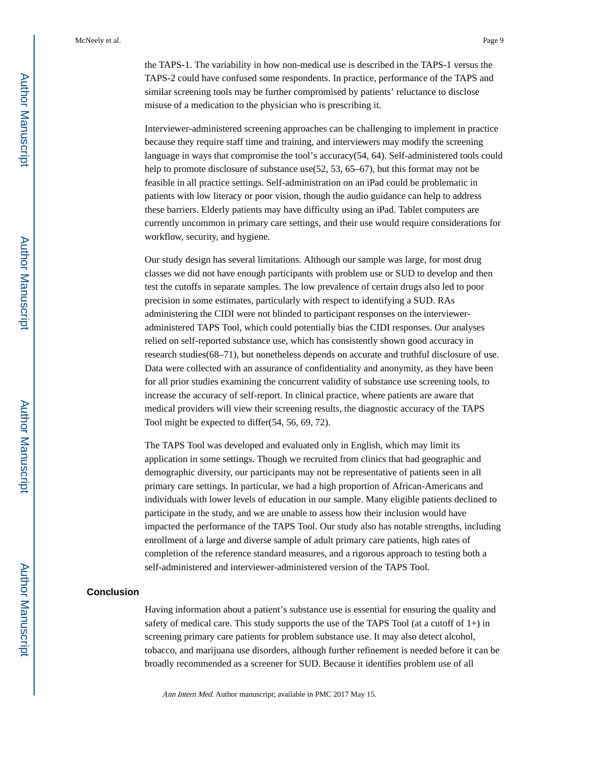the TAPS-1. The variability in how non-medical use is described in the TAPS-1 versus the TAPS-2 could have confused some respondents. In practice, performance of the TAPS and similar screening tools may be further compromised by patients' reluctance to disclose misuse of a medication to the physician who is prescribing it.

Interviewer-administered screening approaches can be challenging to implement in practice because they require staff time and training, and interviewers may modify the screening language in ways that compromise the tool's accuracy(54, 64). Self-administered tools could help to promote disclosure of substance use(52, 53, 65–67), but this format may not be feasible in all practice settings. Self-administration on an iPad could be problematic in patients with low literacy or poor vision, though the audio guidance can help to address these barriers. Elderly patients may have difficulty using an iPad. Tablet computers are currently uncommon in primary care settings, and their use would require considerations for workflow, security, and hygiene.

Our study design has several limitations. Although our sample was large, for most drug classes we did not have enough participants with problem use or SUD to develop and then test the cutoffs in separate samples. The low prevalence of certain drugs also led to poor precision in some estimates, particularly with respect to identifying a SUD. RAs administering the CIDI were not blinded to participant responses on the interviewer-administered TAPS Tool, which could potentially bias the CIDI responses. Our analyses relied on self-reported substance use, which has consistently shown good accuracy in research studies(68–71), but nonetheless depends on accurate and truthful disclosure of use. Data were collected with an assurance of confidentiality and anonymity, as they have been for all prior studies examining the concurrent validity of substance use screening tools, to increase the accuracy of self-report. In clinical practice, where patients are aware that medical providers will view their screening results, the diagnostic accuracy of the TAPS Tool might be expected to differ(54, 56, 69, 72).

The TAPS Tool was developed and evaluated only in English, which may limit its application in some settings. Though we recruited from clinics that had geographic and demographic diversity, our participants may not be representative of patients seen in all primary care settings. In particular, we had a high proportion of African-Americans and individuals with lower levels of education in our sample. Many eligible patients declined to participate in the study, and we are unable to assess how their inclusion would have impacted the performance of the TAPS Tool. Our study also has notable strengths, including enrollment of a large and diverse sample of adult primary care patients, high rates of completion of the reference standard measures, and a rigorous approach to testing both a self-administered and interviewer-administered version of the TAPS Tool.

## Conclusion

Having information about a patient's substance use is essential for ensuring the quality and safety of medical care. This study supports the use of the TAPS Tool (at a cutoff of 1+) in screening primary care patients for problem substance use. It may also detect alcohol, tobacco, and marijuana use disorders, although further refinement is needed before it can be broadly recommended as a screener for SUD. Because it identifies problem use of all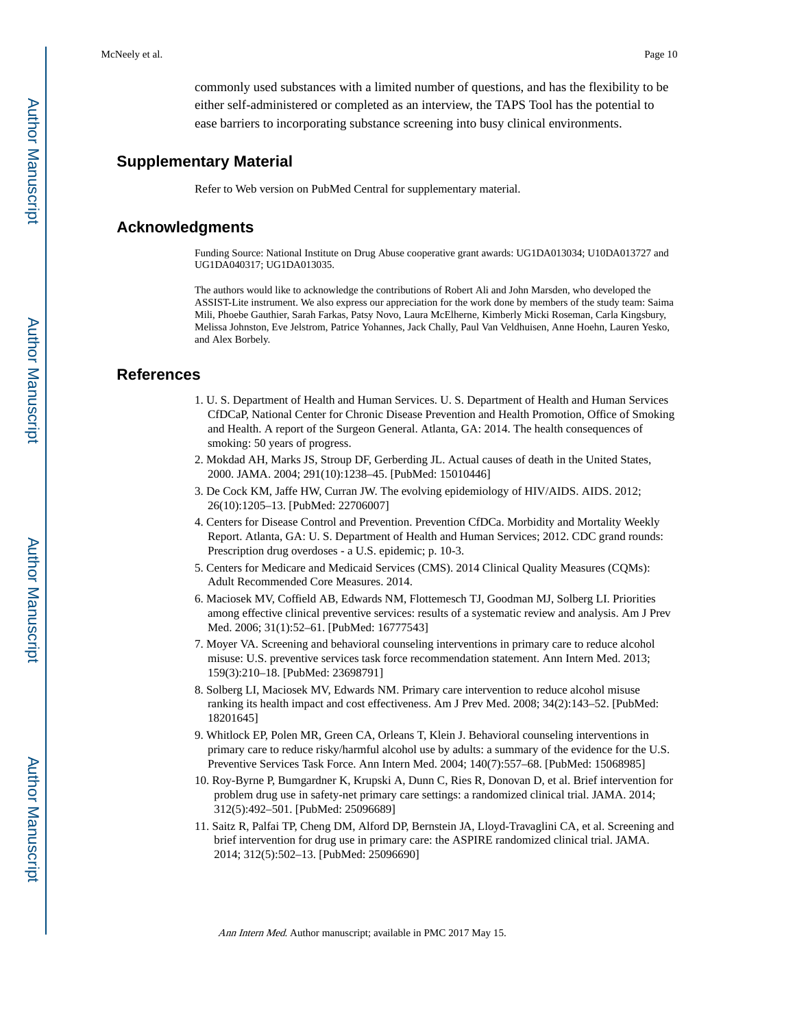commonly used substances with a limited number of questions, and has the flexibility to be either self-administered or completed as an interview, the TAPS Tool has the potential to ease barriers to incorporating substance screening into busy clinical environments.

## Supplementary Material

Refer to Web version on PubMed Central for supplementary material.

## Acknowledgments

Funding Source: National Institute on Drug Abuse cooperative grant awards: UG1DA013034; U10DA013727 and UG1DA040317; UG1DA013035.

The authors would like to acknowledge the contributions of Robert Ali and John Marsden, who developed the ASSIST-Lite instrument. We also express our appreciation for the work done by members of the study team: Saima Mili, Phoebe Gauthier, Sarah Farkas, Patsy Novo, Laura McElherne, Kimberly Micki Roseman, Carla Kingsbury, Melissa Johnston, Eve Jelstrom, Patrice Yohannes, Jack Chally, Paul Van Veldhuisen, Anne Hoehn, Lauren Yesko, and Alex Borbely.

## References

1. U. S. Department of Health and Human Services. U. S. Department of Health and Human Services CfDCaP, National Center for Chronic Disease Prevention and Health Promotion, Office of Smoking and Health. A report of the Surgeon General. Atlanta, GA: 2014. The health consequences of smoking: 50 years of progress.
2. Mokdad AH, Marks JS, Stroup DF, Gerberding JL. Actual causes of death in the United States, 2000. JAMA. 2004; 291(10):1238–45. [PubMed: 15010446]
3. De Cock KM, Jaffe HW, Curran JW. The evolving epidemiology of HIV/AIDS. AIDS. 2012; 26(10):1205–13. [PubMed: 22706007]
4. Centers for Disease Control and Prevention. Prevention CfDCa. Morbidity and Mortality Weekly Report. Atlanta, GA: U. S. Department of Health and Human Services; 2012. CDC grand rounds: Prescription drug overdoses - a U.S. epidemic; p. 10-3.
5. Centers for Medicare and Medicaid Services (CMS). 2014 Clinical Quality Measures (CQMs): Adult Recommended Core Measures. 2014.
6. Maciosek MV, Coffield AB, Edwards NM, Flottemesch TJ, Goodman MJ, Solberg LI. Priorities among effective clinical preventive services: results of a systematic review and analysis. Am J Prev Med. 2006; 31(1):52–61. [PubMed: 16777543]
7. Moyer VA. Screening and behavioral counseling interventions in primary care to reduce alcohol misuse: U.S. preventive services task force recommendation statement. Ann Intern Med. 2013; 159(3):210–18. [PubMed: 23698791]
8. Solberg LI, Maciosek MV, Edwards NM. Primary care intervention to reduce alcohol misuse ranking its health impact and cost effectiveness. Am J Prev Med. 2008; 34(2):143–52. [PubMed: 18201645]
9. Whitlock EP, Polen MR, Green CA, Orleans T, Klein J. Behavioral counseling interventions in primary care to reduce risky/harmful alcohol use by adults: a summary of the evidence for the U.S. Preventive Services Task Force. Ann Intern Med. 2004; 140(7):557–68. [PubMed: 15068985]
10. Roy-Byrne P, Bumgardner K, Krupski A, Dunn C, Ries R, Donovan D, et al. Brief intervention for problem drug use in safety-net primary care settings: a randomized clinical trial. JAMA. 2014; 312(5):492–501. [PubMed: 25096689]
11. Saitz R, Palfai TP, Cheng DM, Alford DP, Bernstein JA, Lloyd-Travaglini CA, et al. Screening and brief intervention for drug use in primary care: the ASPIRE randomized clinical trial. JAMA. 2014; 312(5):502–13. [PubMed: 25096690]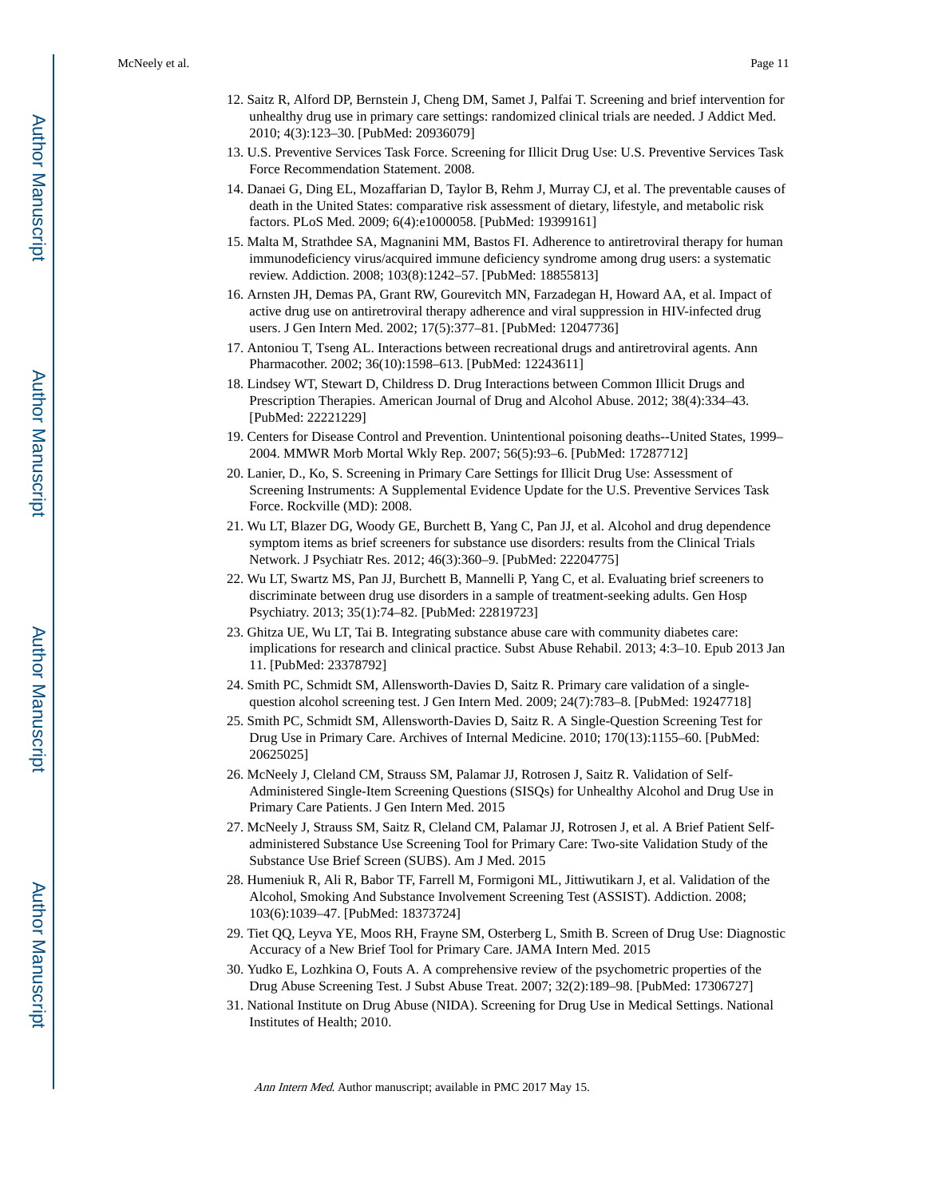12. Saitz R, Alford DP, Bernstein J, Cheng DM, Samet J, Palfai T. Screening and brief intervention for unhealthy drug use in primary care settings: randomized clinical trials are needed. J Addict Med. 2010; 4(3):123–30. [PubMed: 20936079]
13. U.S. Preventive Services Task Force. Screening for Illicit Drug Use: U.S. Preventive Services Task Force Recommendation Statement. 2008.
14. Danaei G, Ding EL, Mozaffarian D, Taylor B, Rehm J, Murray CJ, et al. The preventable causes of death in the United States: comparative risk assessment of dietary, lifestyle, and metabolic risk factors. PLoS Med. 2009; 6(4):e1000058. [PubMed: 19399161]
15. Malta M, Strathdee SA, Magnanini MM, Bastos FI. Adherence to antiretroviral therapy for human immunodeficiency virus/acquired immune deficiency syndrome among drug users: a systematic review. Addiction. 2008; 103(8):1242–57. [PubMed: 18855813]
16. Arnsten JH, Demas PA, Grant RW, Gourevitch MN, Farzadegan H, Howard AA, et al. Impact of active drug use on antiretroviral therapy adherence and viral suppression in HIV-infected drug users. J Gen Intern Med. 2002; 17(5):377–81. [PubMed: 12047736]
17. Antoniou T, Tseng AL. Interactions between recreational drugs and antiretroviral agents. Ann Pharmacother. 2002; 36(10):1598–613. [PubMed: 12243611]
18. Lindsey WT, Stewart D, Childress D. Drug Interactions between Common Illicit Drugs and Prescription Therapies. American Journal of Drug and Alcohol Abuse. 2012; 38(4):334–43. [PubMed: 22221229]
19. Centers for Disease Control and Prevention. Unintentional poisoning deaths--United States, 1999–2004. MMWR Morb Mortal Wkly Rep. 2007; 56(5):93–6. [PubMed: 17287712]
20. Lanier, D., Ko, S. Screening in Primary Care Settings for Illicit Drug Use: Assessment of Screening Instruments: A Supplemental Evidence Update for the U.S. Preventive Services Task Force. Rockville (MD): 2008.
21. Wu LT, Blazer DG, Woody GE, Burchett B, Yang C, Pan JJ, et al. Alcohol and drug dependence symptom items as brief screeners for substance use disorders: results from the Clinical Trials Network. J Psychiatr Res. 2012; 46(3):360–9. [PubMed: 22204775]
22. Wu LT, Swartz MS, Pan JJ, Burchett B, Mannelli P, Yang C, et al. Evaluating brief screeners to discriminate between drug use disorders in a sample of treatment-seeking adults. Gen Hosp Psychiatry. 2013; 35(1):74–82. [PubMed: 22819723]
23. Ghitza UE, Wu LT, Tai B. Integrating substance abuse care with community diabetes care: implications for research and clinical practice. Subst Abuse Rehabil. 2013; 4:3–10. Epub 2013 Jan 11. [PubMed: 23378792]
24. Smith PC, Schmidt SM, Allensworth-Davies D, Saitz R. Primary care validation of a single-question alcohol screening test. J Gen Intern Med. 2009; 24(7):783–8. [PubMed: 19247718]
25. Smith PC, Schmidt SM, Allensworth-Davies D, Saitz R. A Single-Question Screening Test for Drug Use in Primary Care. Archives of Internal Medicine. 2010; 170(13):1155–60. [PubMed: 20625025]
26. McNeely J, Cleland CM, Strauss SM, Palamar JJ, Rotrosen J, Saitz R. Validation of Self-Administered Single-Item Screening Questions (SISQs) for Unhealthy Alcohol and Drug Use in Primary Care Patients. J Gen Intern Med. 2015
27. McNeely J, Strauss SM, Saitz R, Cleland CM, Palamar JJ, Rotrosen J, et al. A Brief Patient Self-administered Substance Use Screening Tool for Primary Care: Two-site Validation Study of the Substance Use Brief Screen (SUBS). Am J Med. 2015
28. Humeniuk R, Ali R, Babor TF, Farrell M, Formigoni ML, Jittiwutikarn J, et al. Validation of the Alcohol, Smoking And Substance Involvement Screening Test (ASSIST). Addiction. 2008; 103(6):1039–47. [PubMed: 18373724]
29. Tiet QQ, Leyva YE, Moos RH, Frayne SM, Osterberg L, Smith B. Screen of Drug Use: Diagnostic Accuracy of a New Brief Tool for Primary Care. JAMA Intern Med. 2015
30. Yudko E, Lozhkina O, Fouts A. A comprehensive review of the psychometric properties of the Drug Abuse Screening Test. J Subst Abuse Treat. 2007; 32(2):189–98. [PubMed: 17306727]
31. National Institute on Drug Abuse (NIDA). Screening for Drug Use in Medical Settings. National Institutes of Health; 2010.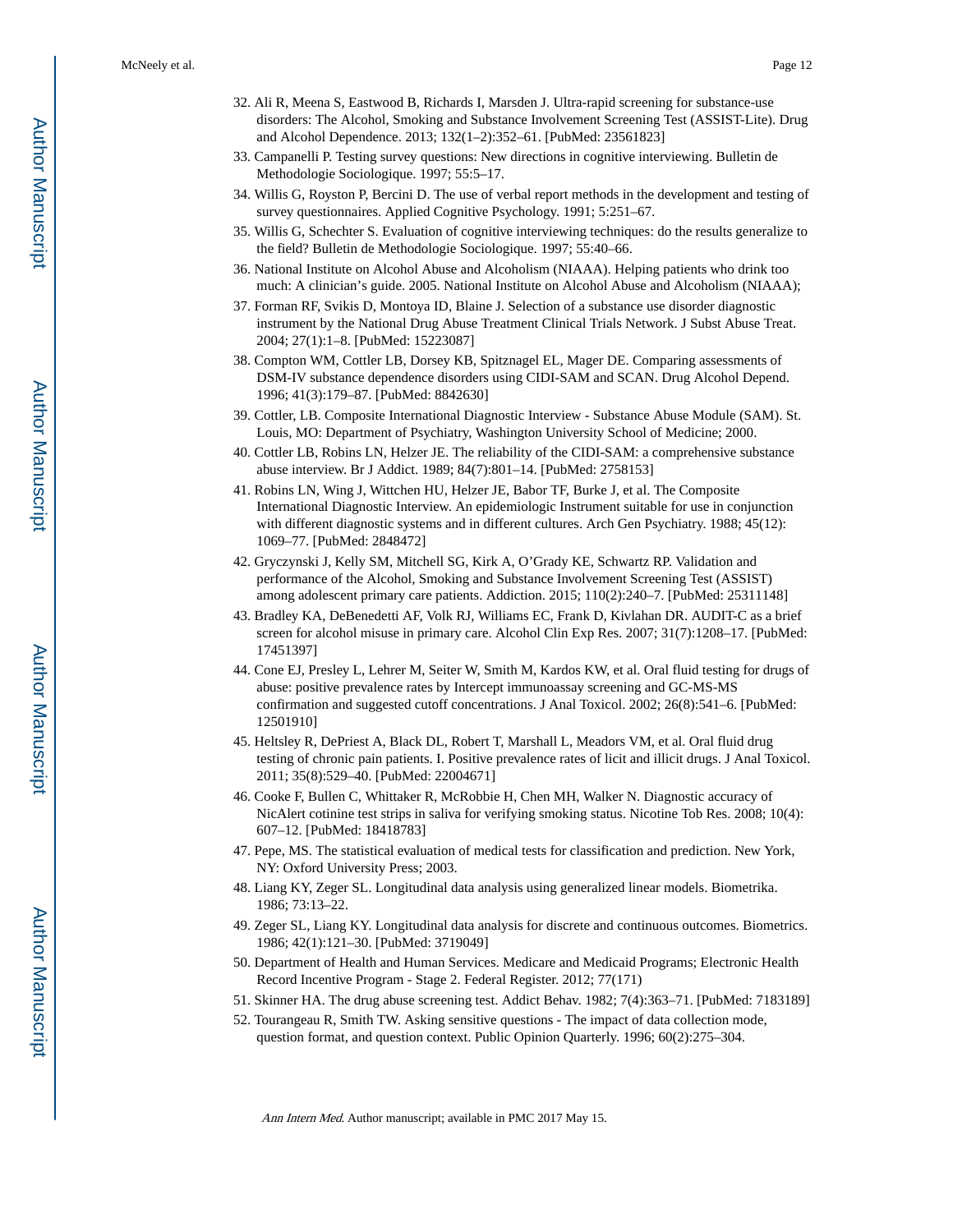32. Ali R, Meena S, Eastwood B, Richards I, Marsden J. Ultra-rapid screening for substance-use disorders: The Alcohol, Smoking and Substance Involvement Screening Test (ASSIST-Lite). Drug and Alcohol Dependence. 2013; 132(1–2):352–61. [PubMed: 23561823]
33. Campanelli P. Testing survey questions: New directions in cognitive interviewing. Bulletin de Methodologie Sociologique. 1997; 55:5–17.
34. Willis G, Royston P, Bercini D. The use of verbal report methods in the development and testing of survey questionnaires. Applied Cognitive Psychology. 1991; 5:251–67.
35. Willis G, Schechter S. Evaluation of cognitive interviewing techniques: do the results generalize to the field? Bulletin de Methodologie Sociologique. 1997; 55:40–66.
36. National Institute on Alcohol Abuse and Alcoholism (NIAAA). Helping patients who drink too much: A clinician's guide. 2005. National Institute on Alcohol Abuse and Alcoholism (NIAAA);
37. Forman RF, Svikis D, Montoya ID, Blaine J. Selection of a substance use disorder diagnostic instrument by the National Drug Abuse Treatment Clinical Trials Network. J Subst Abuse Treat. 2004; 27(1):1–8. [PubMed: 15223087]
38. Compton WM, Cottler LB, Dorsey KB, Spitznagel EL, Mager DE. Comparing assessments of DSM-IV substance dependence disorders using CIDI-SAM and SCAN. Drug Alcohol Depend. 1996; 41(3):179–87. [PubMed: 8842630]
39. Cottler, LB. Composite International Diagnostic Interview - Substance Abuse Module (SAM). St. Louis, MO: Department of Psychiatry, Washington University School of Medicine; 2000.
40. Cottler LB, Robins LN, Helzer JE. The reliability of the CIDI-SAM: a comprehensive substance abuse interview. Br J Addict. 1989; 84(7):801–14. [PubMed: 2758153]
41. Robins LN, Wing J, Wittchen HU, Helzer JE, Babor TF, Burke J, et al. The Composite International Diagnostic Interview. An epidemiologic Instrument suitable for use in conjunction with different diagnostic systems and in different cultures. Arch Gen Psychiatry. 1988; 45(12): 1069–77. [PubMed: 2848472]
42. Gryczynski J, Kelly SM, Mitchell SG, Kirk A, O'Grady KE, Schwartz RP. Validation and performance of the Alcohol, Smoking and Substance Involvement Screening Test (ASSIST) among adolescent primary care patients. Addiction. 2015; 110(2):240–7. [PubMed: 25311148]
43. Bradley KA, DeBenedetti AF, Volk RJ, Williams EC, Frank D, Kivlahan DR. AUDIT-C as a brief screen for alcohol misuse in primary care. Alcohol Clin Exp Res. 2007; 31(7):1208–17. [PubMed: 17451397]
44. Cone EJ, Presley L, Lehrer M, Seiter W, Smith M, Kardos KW, et al. Oral fluid testing for drugs of abuse: positive prevalence rates by Intercept immunoassay screening and GC-MS-MS confirmation and suggested cutoff concentrations. J Anal Toxicol. 2002; 26(8):541–6. [PubMed: 12501910]
45. Heltsley R, DePriest A, Black DL, Robert T, Marshall L, Meadors VM, et al. Oral fluid drug testing of chronic pain patients. I. Positive prevalence rates of licit and illicit drugs. J Anal Toxicol. 2011; 35(8):529–40. [PubMed: 22004671]
46. Cooke F, Bullen C, Whittaker R, McRobbie H, Chen MH, Walker N. Diagnostic accuracy of NicAlert cotinine test strips in saliva for verifying smoking status. Nicotine Tob Res. 2008; 10(4): 607–12. [PubMed: 18418783]
47. Pepe, MS. The statistical evaluation of medical tests for classification and prediction. New York, NY: Oxford University Press; 2003.
48. Liang KY, Zeger SL. Longitudinal data analysis using generalized linear models. Biometrika. 1986; 73:13–22.
49. Zeger SL, Liang KY. Longitudinal data analysis for discrete and continuous outcomes. Biometrics. 1986; 42(1):121–30. [PubMed: 3719049]
50. Department of Health and Human Services. Medicare and Medicaid Programs; Electronic Health Record Incentive Program - Stage 2. Federal Register. 2012; 77(171)
51. Skinner HA. The drug abuse screening test. Addict Behav. 1982; 7(4):363–71. [PubMed: 7183189]
52. Tourangeau R, Smith TW. Asking sensitive questions - The impact of data collection mode, question format, and question context. Public Opinion Quarterly. 1996; 60(2):275–304.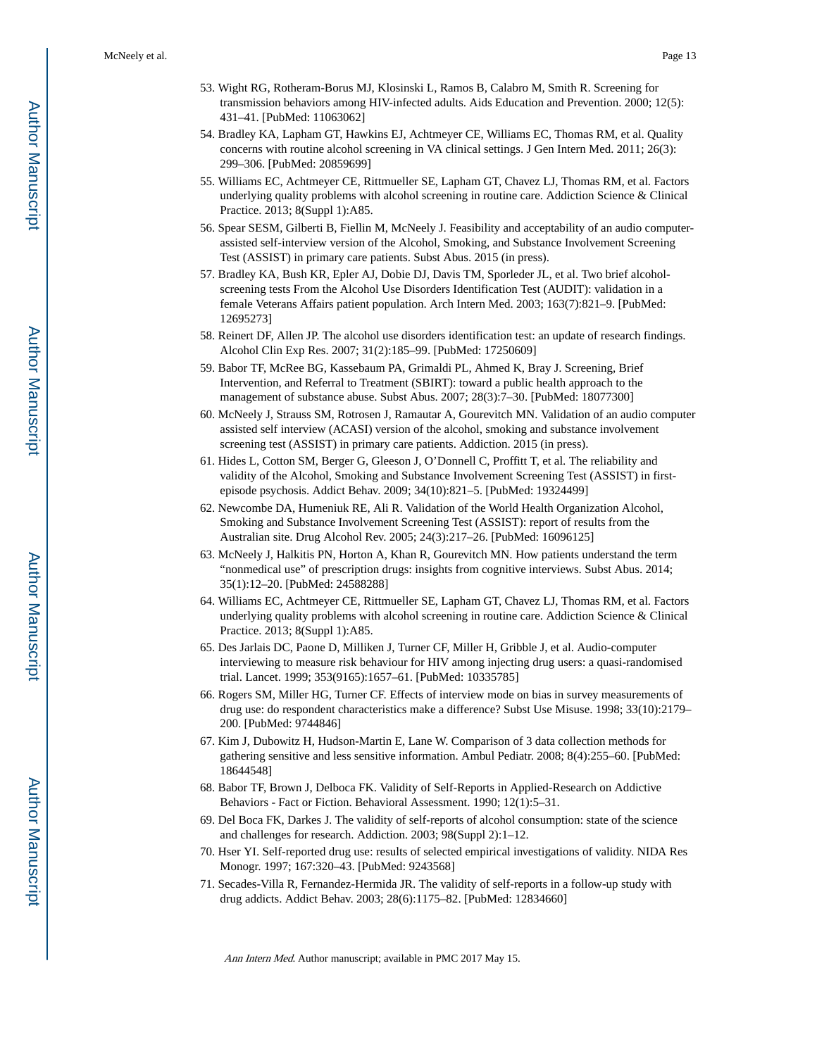53. Wight RG, Rotheram-Borus MJ, Klosinski L, Ramos B, Calabro M, Smith R. Screening for transmission behaviors among HIV-infected adults. Aids Education and Prevention. 2000; 12(5): 431–41. [PubMed: 11063062]
54. Bradley KA, Lapham GT, Hawkins EJ, Achtmeyer CE, Williams EC, Thomas RM, et al. Quality concerns with routine alcohol screening in VA clinical settings. J Gen Intern Med. 2011; 26(3): 299–306. [PubMed: 20859699]
55. Williams EC, Achtmeyer CE, Rittmueller SE, Lapham GT, Chavez LJ, Thomas RM, et al. Factors underlying quality problems with alcohol screening in routine care. Addiction Science & Clinical Practice. 2013; 8(Suppl 1):A85.
56. Spear SESM, Gilberti B, Fiellin M, McNeely J. Feasibility and acceptability of an audio computer-assisted self-interview version of the Alcohol, Smoking, and Substance Involvement Screening Test (ASSIST) in primary care patients. Subst Abus. 2015 (in press).
57. Bradley KA, Bush KR, Epler AJ, Dobie DJ, Davis TM, Sporleder JL, et al. Two brief alcohol-screening tests From the Alcohol Use Disorders Identification Test (AUDIT): validation in a female Veterans Affairs patient population. Arch Intern Med. 2003; 163(7):821–9. [PubMed: 12695273]
58. Reinert DF, Allen JP. The alcohol use disorders identification test: an update of research findings. Alcohol Clin Exp Res. 2007; 31(2):185–99. [PubMed: 17250609]
59. Babor TF, McRee BG, Kassebaum PA, Grimaldi PL, Ahmed K, Bray J. Screening, Brief Intervention, and Referral to Treatment (SBIRT): toward a public health approach to the management of substance abuse. Subst Abus. 2007; 28(3):7–30. [PubMed: 18077300]
60. McNeely J, Strauss SM, Rotrosen J, Ramautar A, Gourevitch MN. Validation of an audio computer assisted self interview (ACASI) version of the alcohol, smoking and substance involvement screening test (ASSIST) in primary care patients. Addiction. 2015 (in press).
61. Hides L, Cotton SM, Berger G, Gleeson J, O'Donnell C, Proffitt T, et al. The reliability and validity of the Alcohol, Smoking and Substance Involvement Screening Test (ASSIST) in first-episode psychosis. Addict Behav. 2009; 34(10):821–5. [PubMed: 19324499]
62. Newcombe DA, Humeniuk RE, Ali R. Validation of the World Health Organization Alcohol, Smoking and Substance Involvement Screening Test (ASSIST): report of results from the Australian site. Drug Alcohol Rev. 2005; 24(3):217–26. [PubMed: 16096125]
63. McNeely J, Halkitis PN, Horton A, Khan R, Gourevitch MN. How patients understand the term "nonmedical use" of prescription drugs: insights from cognitive interviews. Subst Abus. 2014; 35(1):12–20. [PubMed: 24588288]
64. Williams EC, Achtmeyer CE, Rittmueller SE, Lapham GT, Chavez LJ, Thomas RM, et al. Factors underlying quality problems with alcohol screening in routine care. Addiction Science & Clinical Practice. 2013; 8(Suppl 1):A85.
65. Des Jarlais DC, Paone D, Milliken J, Turner CF, Miller H, Gribble J, et al. Audio-computer interviewing to measure risk behaviour for HIV among injecting drug users: a quasi-randomised trial. Lancet. 1999; 353(9165):1657–61. [PubMed: 10335785]
66. Rogers SM, Miller HG, Turner CF. Effects of interview mode on bias in survey measurements of drug use: do respondent characteristics make a difference? Subst Use Misuse. 1998; 33(10):2179–200. [PubMed: 9744846]
67. Kim J, Dubowitz H, Hudson-Martin E, Lane W. Comparison of 3 data collection methods for gathering sensitive and less sensitive information. Ambul Pediatr. 2008; 8(4):255–60. [PubMed: 18644548]
68. Babor TF, Brown J, Delboca FK. Validity of Self-Reports in Applied-Research on Addictive Behaviors - Fact or Fiction. Behavioral Assessment. 1990; 12(1):5–31.
69. Del Boca FK, Darkes J. The validity of self-reports of alcohol consumption: state of the science and challenges for research. Addiction. 2003; 98(Suppl 2):1–12.
70. Hser YI. Self-reported drug use: results of selected empirical investigations of validity. NIDA Res Monogr. 1997; 167:320–43. [PubMed: 9243568]
71. Secades-Villa R, Fernandez-Hermida JR. The validity of self-reports in a follow-up study with drug addicts. Addict Behav. 2003; 28(6):1175–82. [PubMed: 12834660]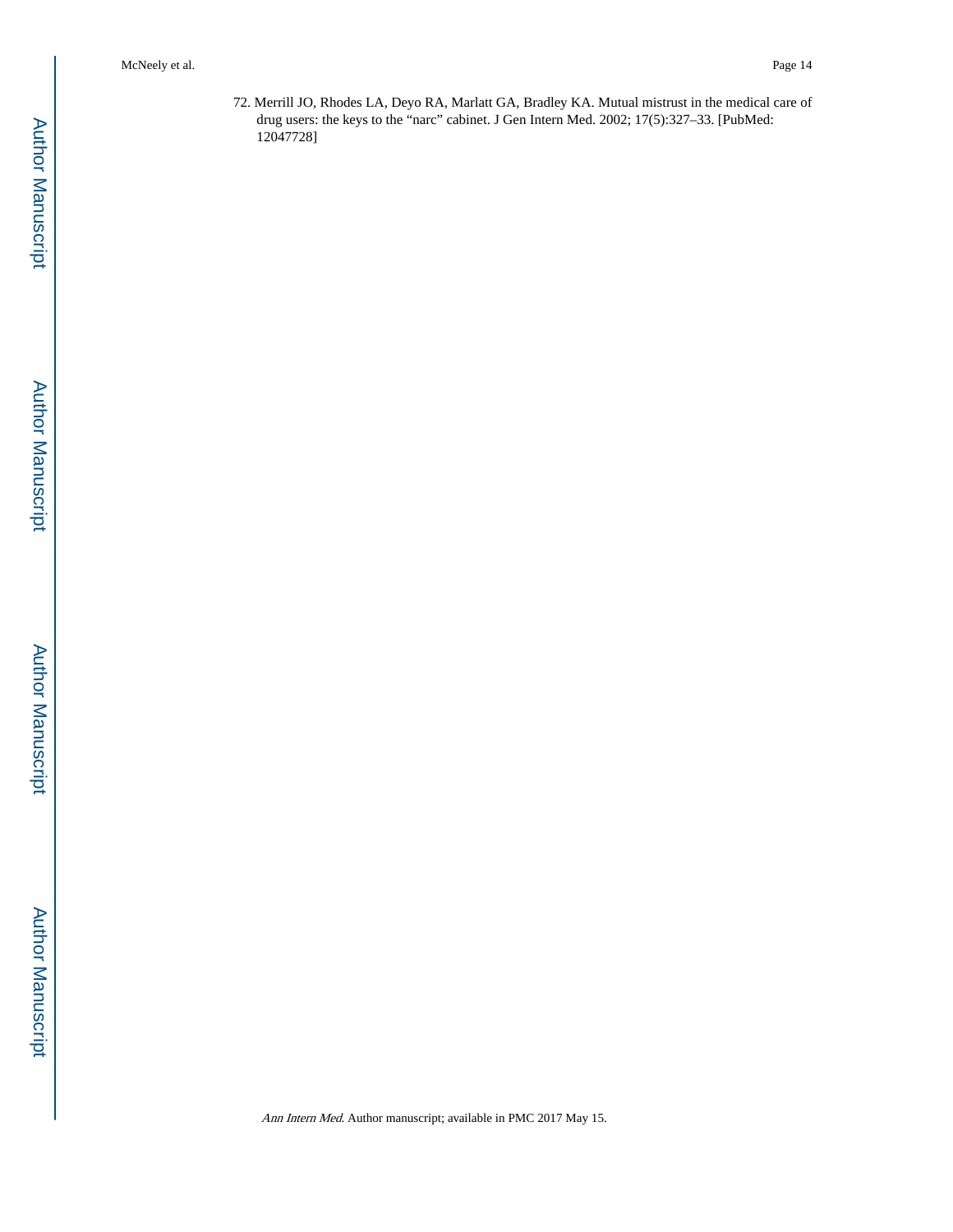72. Merrill JO, Rhodes LA, Deyo RA, Marlatt GA, Bradley KA. Mutual mistrust in the medical care of drug users: the keys to the "narc" cabinet. J Gen Intern Med. 2002; 17(5):327–33. [PubMed: 12047728]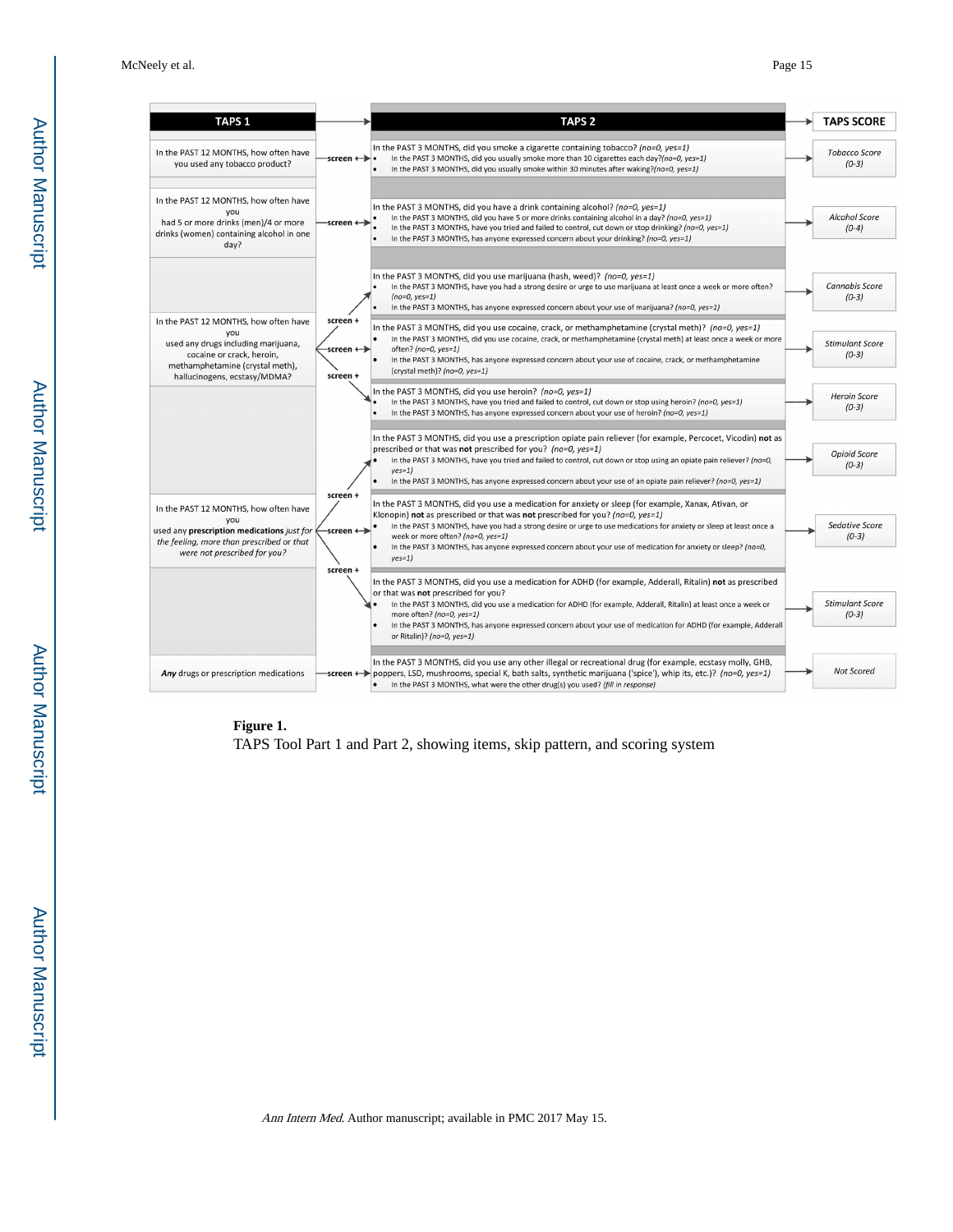| TAPS 1 | | TAPS 2 | TAPS SCORE |
|---|---|---|---|
| In the PAST 12 MONTHS, how often have you used any tobacco product? | screen + | In the PAST 3 MONTHS, did you smoke a cigarette containing tobacco? *(no=0, yes=1)*<br>• In the PAST 3 MONTHS, did you usually smoke more than 10 cigarettes each day? *(no=0, yes=1)*<br>• In the PAST 3 MONTHS, did you usually smoke within 30 minutes after waking? *(no=0, yes=1)* | *Tobacco Score (0-3)* |
| In the PAST 12 MONTHS, how often have you had 5 or more drinks (men)/4 or more drinks (women) containing alcohol in one day? | screen + | In the PAST 3 MONTHS, did you have a drink containing alcohol? *(no=0, yes=1)*<br>• In the PAST 3 MONTHS, did you have 5 or more drinks containing alcohol in a day? *(no=0, yes=1)*<br>• In the PAST 3 MONTHS, have you tried and failed to control, cut down or stop drinking? *(no=0, yes=1)*<br>• In the PAST 3 MONTHS, has anyone expressed concern about your drinking? *(no=0, yes=1)* | *Alcohol Score (0-4)* |
| In the PAST 12 MONTHS, how often have you used any drugs including marijuana, cocaine or crack, heroin, methamphetamine (crystal meth), hallucinogens, ecstasy/MDMA? | screen + | In the PAST 3 MONTHS, did you use marijuana (hash, weed)? *(no=0, yes=1)*<br>• In the PAST 3 MONTHS, have you had a strong desire or urge to use marijuana at least once a week or more often? *(no=0, yes=1)*<br>• In the PAST 3 MONTHS, has anyone expressed concern about your use of marijuana? *(no=0, yes=1)* | *Cannabis Score (0-3)* |
| | screen + | In the PAST 3 MONTHS, did you use cocaine, crack, or methamphetamine (crystal meth)? *(no=0, yes=1)*<br>• In the PAST 3 MONTHS, did you use cocaine, crack, or methamphetamine (crystal meth) at least once a week or more often? *(no=0, yes=1)*<br>• In the PAST 3 MONTHS, has anyone expressed concern about your use of cocaine, crack, or methamphetamine (crystal meth)? *(no=0, yes=1)* | *Stimulant Score (0-3)* |
| | screen + | In the PAST 3 MONTHS, did you use heroin? *(no=0, yes=1)*<br>• In the PAST 3 MONTHS, have you tried and failed to control, cut down or stop using heroin? *(no=0, yes=1)*<br>• In the PAST 3 MONTHS, has anyone expressed concern about your use of heroin? *(no=0, yes=1)* | *Heroin Score (0-3)* |
| In the PAST 12 MONTHS, how often have you used any **prescription medications** *just for the feeling, more than prescribed or that were not prescribed for you?* | screen + | In the PAST 3 MONTHS, did you use a prescription opiate pain reliever (for example, Percocet, Vicodin) **not** as prescribed or that was **not** prescribed for you? *(no=0, yes=1)*<br>• In the PAST 3 MONTHS, have you tried and failed to control, cut down or stop using an opiate pain reliever? *(no=0, yes=1)*<br>• In the PAST 3 MONTHS, has anyone expressed concern about your use of an opiate pain reliever? *(no=0, yes=1)* | *Opioid Score (0-3)* |
| | screen + | In the PAST 3 MONTHS, did you use a medication for anxiety or sleep (for example, Xanax, Ativan, or Klonopin) **not** as prescribed or that was **not** prescribed for you? *(no=0, yes=1)*<br>• In the PAST 3 MONTHS, have you had a strong desire or urge to use medications for anxiety or sleep at least once a week or more often? *(no=0, yes=1)*<br>• In the PAST 3 MONTHS, has anyone expressed concern about your use of medication for anxiety or sleep? *(no=0, yes=1)* | *Sedative Score (0-3)* |
| | screen + | In the PAST 3 MONTHS, did you use a medication for ADHD (for example, Adderall, Ritalin) **not** as prescribed or that was **not** prescribed for you?<br>• In the PAST 3 MONTHS, did you use a medication for ADHD (for example, Adderall, Ritalin) at least once a week or more often? *(no=0, yes=1)*<br>• In the PAST 3 MONTHS, has anyone expressed concern about your use of medication for ADHD (for example, Adderall or Ritalin)? *(no=0, yes=1)* | *Stimulant Score (0-3)* |
| ***Any*** drugs or prescription medications | screen + | In the PAST 3 MONTHS, did you use any other illegal or recreational drug (for example, ecstasy molly, GHB, poppers, LSD, mushrooms, special K, bath salts, synthetic marijuana ('spice'), whip its, etc.)? *(no=0, yes=1)*<br>• In the PAST 3 MONTHS, what were the other drug(s) you used? *(fill in response)* | *Not Scored* |

**Figure 1.**

TAPS Tool Part 1 and Part 2, showing items, skip pattern, and scoring system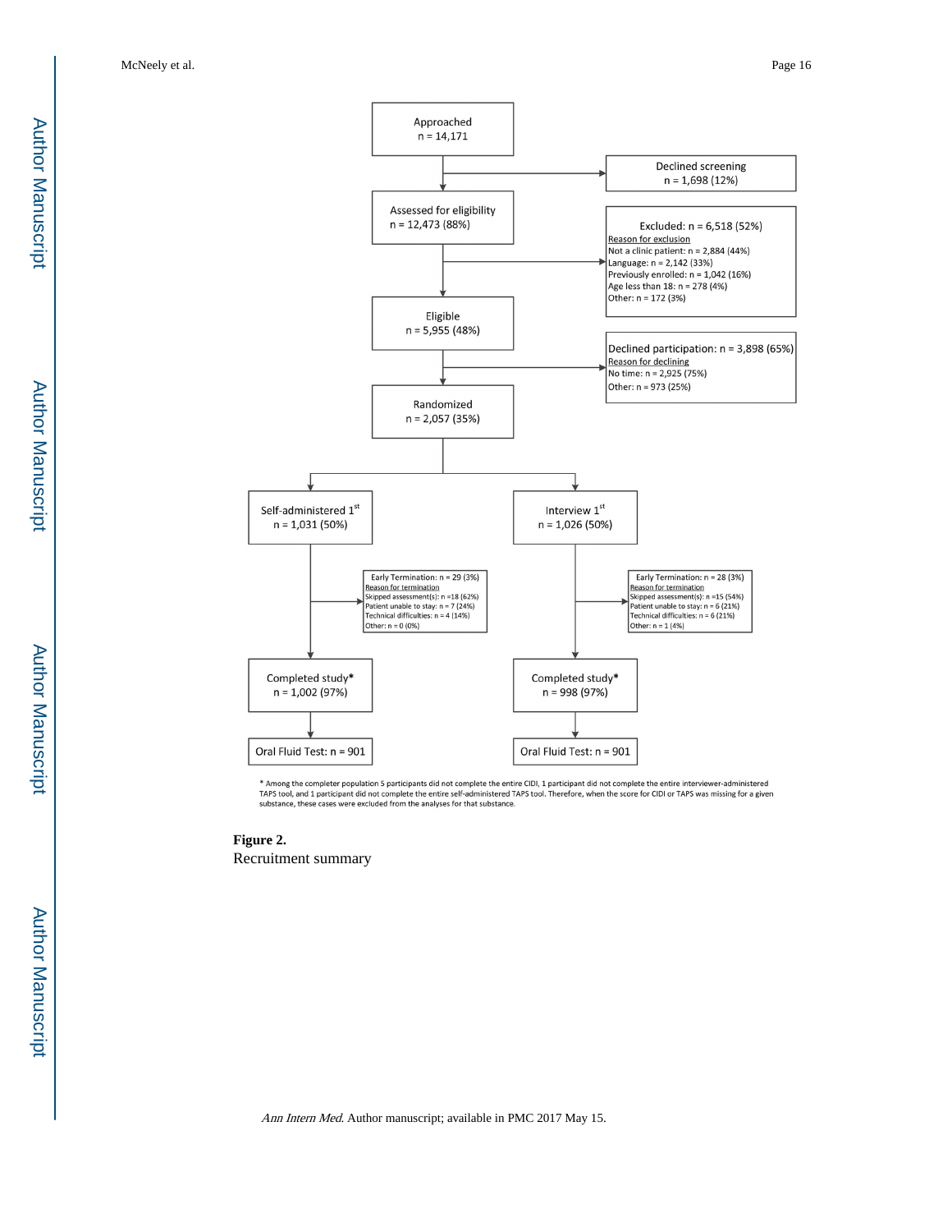Approached
n = 14,171

Declined screening
n = 1,698 (12%)

Assessed for eligibility
n = 12,473 (88%)

Excluded: n = 6,518 (52%)
Reason for exclusion
Not a clinic patient: n = 2,884 (44%)
Language: n = 2,142 (33%)
Previously enrolled: n = 1,042 (16%)
Age less than 18: n = 278 (4%)
Other: n = 172 (3%)

Eligible
n = 5,955 (48%)

Declined participation: n = 3,898 (65%)
Reason for declining
No time: n = 2,925 (75%)
Other: n = 973 (25%)

Randomized
n = 2,057 (35%)

Self-administered 1[st]
n = 1,031 (50%)

Interview 1[st]
n = 1,026 (50%)

Early Termination: n = 29 (3%)
Reason for termination
Skipped assessment(s): n =18 (62%)
Patient unable to stay: n = 7 (24%)
Technical difficulties: n = 4 (14%)
Other: n = 0 (0%)

Early Termination: n = 28 (3%)
Reason for termination
Skipped assessment(s): n =15 (54%)
Patient unable to stay: n = 6 (21%)
Technical difficulties: n = 6 (21%)
Other: n = 1 (4%)

Completed study*
n = 1,002 (97%)

Completed study*
n = 998 (97%)

Oral Fluid Test: n = 901

Oral Fluid Test: n = 901

* Among the completer population 5 participants did not complete the entire CIDI, 1 participant did not complete the entire interviewer-administered TAPS tool, and 1 participant did not complete the entire self-administered TAPS tool. Therefore, when the score for CIDI or TAPS was missing for a given substance, these cases were excluded from the analyses for that substance.

**Figure 2.**
Recruitment summary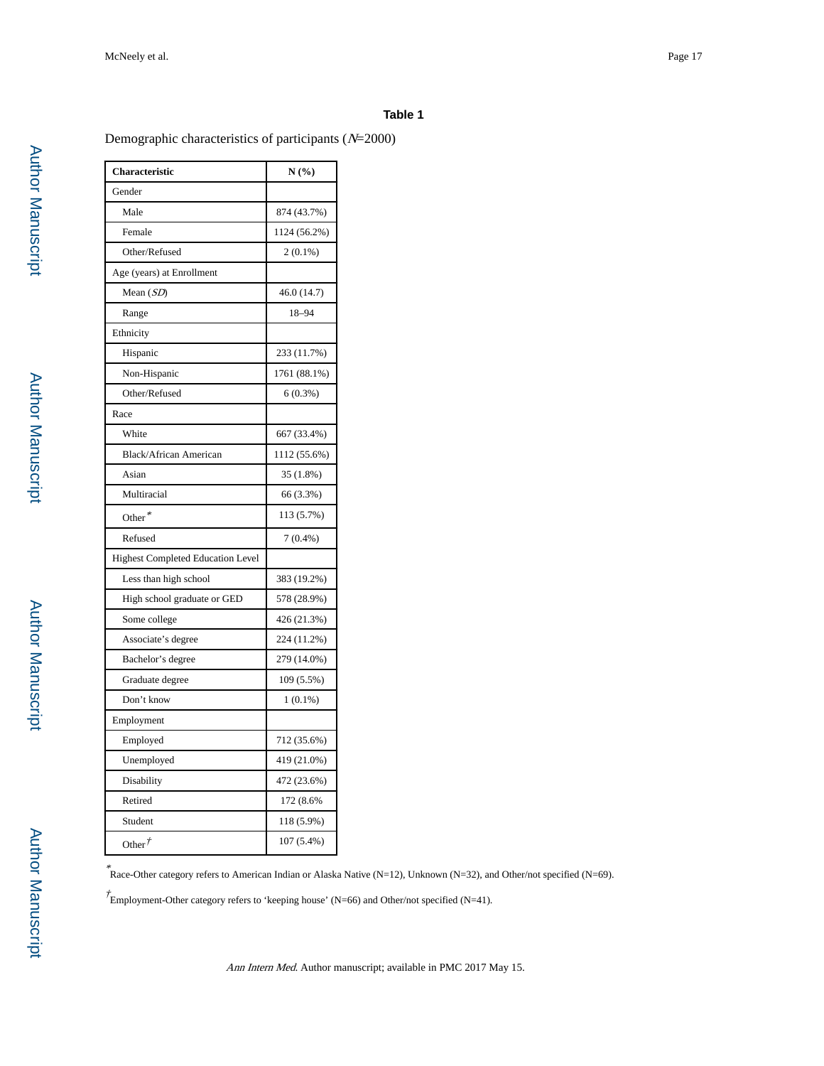## Table 1

Demographic characteristics of participants (*N*=2000)

| Characteristic | N (%) |
|---|---|
| Gender | |
| Male | 874 (43.7%) |
| Female | 1124 (56.2%) |
| Other/Refused | 2 (0.1%) |
| Age (years) at Enrollment | |
| Mean (*SD*) | 46.0 (14.7) |
| Range | 18–94 |
| Ethnicity | |
| Hispanic | 233 (11.7%) |
| Non-Hispanic | 1761 (88.1%) |
| Other/Refused | 6 (0.3%) |
| Race | |
| White | 667 (33.4%) |
| Black/African American | 1112 (55.6%) |
| Asian | 35 (1.8%) |
| Multiracial | 66 (3.3%) |
| Other[*] | 113 (5.7%) |
| Refused | 7 (0.4%) |
| Highest Completed Education Level | |
| Less than high school | 383 (19.2%) |
| High school graduate or GED | 578 (28.9%) |
| Some college | 426 (21.3%) |
| Associate's degree | 224 (11.2%) |
| Bachelor's degree | 279 (14.0%) |
| Graduate degree | 109 (5.5%) |
| Don't know | 1 (0.1%) |
| Employment | |
| Employed | 712 (35.6%) |
| Unemployed | 419 (21.0%) |
| Disability | 472 (23.6%) |
| Retired | 172 (8.6% |
| Student | 118 (5.9%) |
| Other[†] | 107 (5.4%) |

[*]Race-Other category refers to American Indian or Alaska Native (N=12), Unknown (N=32), and Other/not specified (N=69).

[†]Employment-Other category refers to 'keeping house' (N=66) and Other/not specified (N=41).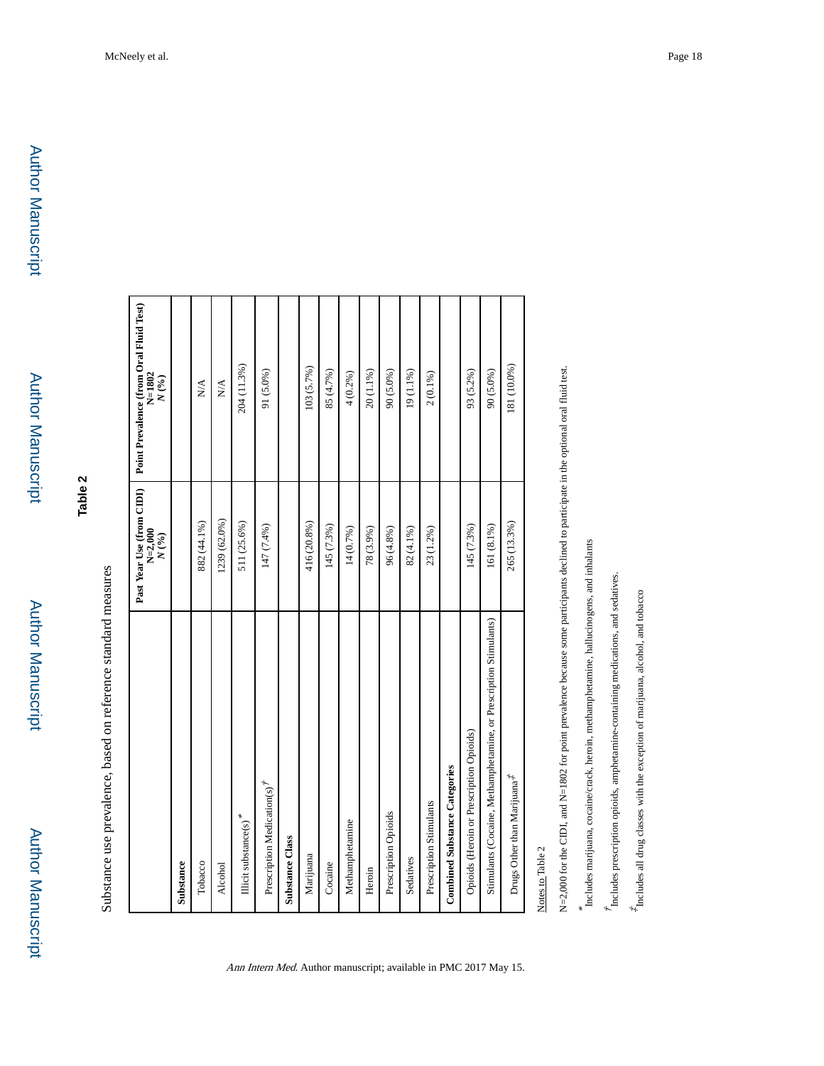# Table 2

Substance use prevalence, based on reference standard measures

| | Past Year Use (from CIDI) N=2,000 *N* (%) | Point Prevalence (from Oral Fluid Test) N=1802 *N* (%) |
|---|---|---|
| **Substance** | | |
| Tobacco | 882 (44.1%) | N/A |
| Alcohol | 1239 (62.0%) | N/A |
| Illicit substance(s) * | 511 (25.6%) | 204 (11.3%) |
| Prescription Medication(s) † | 147 (7.4%) | 91 (5.0%) |
| **Substance Class** | | |
| Marijuana | 416 (20.8%) | 103 (5.7%) |
| Cocaine | 145 (7.3%) | 85 (4.7%) |
| Methamphetamine | 14 (0.7%) | 4 (0.2%) |
| Heroin | 78 (3.9%) | 20 (1.1%) |
| Prescription Opioids | 96 (4.8%) | 90 (5.0%) |
| Sedatives | 82 (4.1%) | 19 (1.1%) |
| Prescription Stimulants | 23 (1.2%) | 2 (0.1%) |
| **Combined Substance Categories** | | |
| Opioids (Heroin or Prescription Opioids) | 145 (7.3%) | 93 (5.2%) |
| Stimulants (Cocaine, Methamphetamine, or Prescription Stimulants) | 161 (8.1%) | 90 (5.0%) |
| Drugs Other than Marijuana ‡ | 265 (13.3%) | 181 (10.0%) |

Notes to Table 2

N=2,000 for the CIDI, and N=1802 for point prevalence because some participants declined to participate in the optional oral fluid test.

* Includes marijuana, cocaine/crack, heroin, methamphetamine, hallucinogens, and inhalants

† Includes prescription opioids, amphetamine-containing medications, and sedatives.

‡ Includes all drug classes with the exception of marijuana, alcohol, and tobacco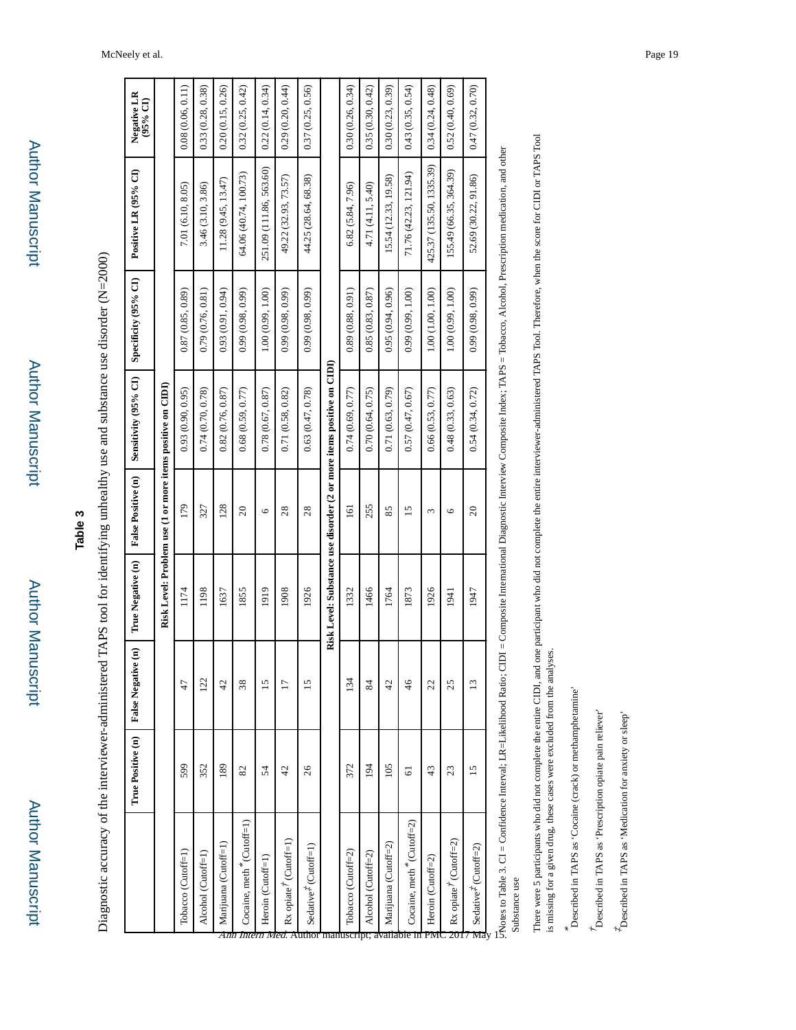## Table 3

Diagnostic accuracy of the interviewer-administered TAPS tool for identifying unhealthy use and substance use disorder (N=2000)

| | True Positive (n) | False Negative (n) | True Negative (n) | False Positive (n) | Sensitivity (95% CI) | Specificity (95% CI) | Positive LR (95% CI) | Negative LR (95% CI) |
|---|---|---|---|---|---|---|---|---|
| **Risk Level: Problem use (1 or more items positive on CIDI)** | | | | | | | | |
| Tobacco (Cutoff=1) | 599 | 47 | 1174 | 179 | 0.93 (0.90, 0.95) | 0.87 (0.85, 0.89) | 7.01 (6.10, 8.05) | 0.08 (0.06, 0.11) |
| Alcohol (Cutoff=1) | 352 | 122 | 1198 | 327 | 0.74 (0.70, 0.78) | 0.79 (0.76, 0.81) | 3.46 (3.10, 3.86) | 0.33 (0.28, 0.38) |
| Marijuana (Cutoff=1) | 189 | 42 | 1637 | 128 | 0.82 (0.76, 0.87) | 0.93 (0.91, 0.94) | 11.28 (9.45, 13.47) | 0.20 (0.15, 0.26) |
| Cocaine, meth* (Cutoff=1) | 82 | 38 | 1855 | 20 | 0.68 (0.59, 0.77) | 0.99 (0.98, 0.99) | 64.06 (40.74, 100.73) | 0.32 (0.25, 0.42) |
| Heroin (Cutoff=1) | 54 | 15 | 1919 | 6 | 0.78 (0.67, 0.87) | 1.00 (0.99, 1.00) | 251.09 (111.86, 563.60) | 0.22 (0.14, 0.34) |
| Rx opiate† (Cutoff=1) | 42 | 17 | 1908 | 28 | 0.71 (0.58, 0.82) | 0.99 (0.98, 0.99) | 49.22 (32.93, 73.57) | 0.29 (0.20, 0.44) |
| Sedative‡ (Cutoff=1) | 26 | 15 | 1926 | 28 | 0.63 (0.47, 0.78) | 0.99 (0.98, 0.99) | 44.25 (28.64, 68.38) | 0.37 (0.25, 0.56) |
| **Risk Level: Substance use disorder (2 or more items positive on CIDI)** | | | | | | | | |
| Tobacco (Cutoff=2) | 372 | 134 | 1332 | 161 | 0.74 (0.69, 0.77) | 0.89 (0.88, 0.91) | 6.82 (5.84, 7.96) | 0.30 (0.26, 0.34) |
| Alcohol (Cutoff=2) | 194 | 84 | 1466 | 255 | 0.70 (0.64, 0.75) | 0.85 (0.83, 0.87) | 4.71 (4.11, 5.40) | 0.35 (0.30, 0.42) |
| Marijuana (Cutoff=2) | 105 | 42 | 1764 | 85 | 0.71 (0.63, 0.79) | 0.95 (0.94, 0.96) | 15.54 (12.33, 19.58) | 0.30 (0.23, 0.39) |
| Cocaine, meth* (Cutoff=2) | 61 | 46 | 1873 | 15 | 0.57 (0.47, 0.67) | 0.99 (0.99, 1.00) | 71.76 (42.23, 121.94) | 0.43 (0.35, 0.54) |
| Heroin (Cutoff=2) | 43 | 22 | 1926 | 3 | 0.66 (0.53, 0.77) | 1.00 (1.00, 1.00) | 425.37 (135.50, 1335.39) | 0.34 (0.24, 0.48) |
| Rx opiate† (Cutoff=2) | 23 | 25 | 1941 | 6 | 0.48 (0.33, 0.63) | 1.00 (0.99, 1.00) | 155.49 (66.35, 364.39) | 0.52 (0.40, 0.69) |
| Sedative‡ (Cutoff=2) | 15 | 13 | 1947 | 20 | 0.54 (0.34, 0.72) | 0.99 (0.98, 0.99) | 52.69 (30.22, 91.86) | 0.47 (0.32, 0.70) |

Notes to Table 3. CI = Confidence Interval; LR=Likelihood Ratio; CIDI = Composite International Diagnostic Interview Composite Index; TAPS = Tobacco, Alcohol, Prescription medication, and other Substance use

There were 5 participants who did not complete the entire CIDI, and one participant who did not complete the entire interviewer-administered TAPS Tool. Therefore, when the score for CIDI or TAPS Tool is missing for a given drug, these cases were excluded from the analyses.

*Described in TAPS as 'Cocaine (crack) or methamphetamine'

†Described in TAPS as 'Prescription opiate pain reliever'

‡Described in TAPS as 'Medication for anxiety or sleep'